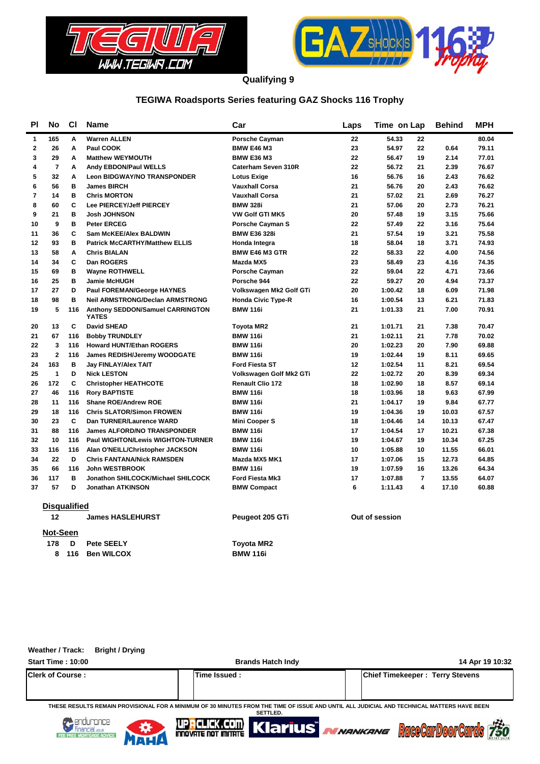# Qualifying 9

## TEGIWA Roadsports Series featuring GAZ Shocks 116 Trophy

| Pl | No | Cl | Name | Car | Laps | Time | on Lap | Behind | MPH |
|---|---|---|---|---|---|---|---|---|---|
| 1 | 165 | A | Warren ALLEN | Porsche Cayman | 22 | 54.33 | 22 | | 80.04 |
| 2 | 26 | A | Paul COOK | BMW E46 M3 | 23 | 54.97 | 22 | 0.64 | 79.11 |
| 3 | 29 | A | Matthew WEYMOUTH | BMW E36 M3 | 22 | 56.47 | 19 | 2.14 | 77.01 |
| 4 | 7 | A | Andy EBDON/Paul WELLS | Caterham Seven 310R | 22 | 56.72 | 21 | 2.39 | 76.67 |
| 5 | 32 | A | Leon BIDGWAY/NO TRANSPONDER | Lotus Exige | 16 | 56.76 | 16 | 2.43 | 76.62 |
| 6 | 56 | B | James BIRCH | Vauxhall Corsa | 21 | 56.76 | 20 | 2.43 | 76.62 |
| 7 | 14 | B | Chris MORTON | Vauxhall Corsa | 21 | 57.02 | 21 | 2.69 | 76.27 |
| 8 | 60 | C | Lee PIERCEY/Jeff PIERCEY | BMW 328i | 21 | 57.06 | 20 | 2.73 | 76.21 |
| 9 | 21 | B | Josh JOHNSON | VW Golf GTI MK5 | 20 | 57.48 | 19 | 3.15 | 75.66 |
| 10 | 9 | B | Peter ERCEG | Porsche Cayman S | 22 | 57.49 | 22 | 3.16 | 75.64 |
| 11 | 36 | C | Sam McKEE/Alex BALDWIN | BMW E36 328i | 21 | 57.54 | 19 | 3.21 | 75.58 |
| 12 | 93 | B | Patrick McCARTHY/Matthew ELLIS | Honda Integra | 18 | 58.04 | 18 | 3.71 | 74.93 |
| 13 | 58 | A | Chris BIALAN | BMW E46 M3 GTR | 22 | 58.33 | 22 | 4.00 | 74.56 |
| 14 | 34 | C | Dan ROGERS | Mazda MX5 | 23 | 58.49 | 23 | 4.16 | 74.35 |
| 15 | 69 | B | Wayne ROTHWELL | Porsche Cayman | 22 | 59.04 | 22 | 4.71 | 73.66 |
| 16 | 25 | B | Jamie McHUGH | Porsche 944 | 22 | 59.27 | 20 | 4.94 | 73.37 |
| 17 | 27 | D | Paul FOREMAN/George HAYNES | Volkswagen Mk2 Golf GTi | 20 | 1:00.42 | 18 | 6.09 | 71.98 |
| 18 | 98 | B | Neil ARMSTRONG/Declan ARMSTRONG | Honda Civic Type-R | 16 | 1:00.54 | 13 | 6.21 | 71.83 |
| 19 | 5 | 116 | Anthony SEDDON/Samuel CARRINGTON YATES | BMW 116i | 21 | 1:01.33 | 21 | 7.00 | 70.91 |
| 20 | 13 | C | David SHEAD | Toyota MR2 | 21 | 1:01.71 | 21 | 7.38 | 70.47 |
| 21 | 67 | 116 | Bobby TRUNDLEY | BMW 116i | 21 | 1:02.11 | 21 | 7.78 | 70.02 |
| 22 | 3 | 116 | Howard HUNT/Ethan ROGERS | BMW 116i | 20 | 1:02.23 | 20 | 7.90 | 69.88 |
| 23 | 2 | 116 | James REDISH/Jeremy WOODGATE | BMW 116i | 19 | 1:02.44 | 19 | 8.11 | 69.65 |
| 24 | 163 | B | Jay FINLAY/Alex TAIT | Ford Fiesta ST | 12 | 1:02.54 | 11 | 8.21 | 69.54 |
| 25 | 1 | D | Nick LESTON | Volkswagen Golf Mk2 GTi | 22 | 1:02.72 | 20 | 8.39 | 69.34 |
| 26 | 172 | C | Christopher HEATHCOTE | Renault Clio 172 | 18 | 1:02.90 | 18 | 8.57 | 69.14 |
| 27 | 46 | 116 | Rory BAPTISTE | BMW 116i | 18 | 1:03.96 | 18 | 9.63 | 67.99 |
| 28 | 11 | 116 | Shane ROE/Andrew ROE | BMW 116i | 21 | 1:04.17 | 19 | 9.84 | 67.77 |
| 29 | 18 | 116 | Chris SLATOR/Simon FROWEN | BMW 116i | 19 | 1:04.36 | 19 | 10.03 | 67.57 |
| 30 | 23 | C | Dan TURNER/Laurence WARD | Mini Cooper S | 18 | 1:04.46 | 14 | 10.13 | 67.47 |
| 31 | 88 | 116 | James ALFORD/NO TRANSPONDER | BMW 116i | 17 | 1:04.54 | 17 | 10.21 | 67.38 |
| 32 | 10 | 116 | Paul WIGHTON/Lewis WIGHTON-TURNER | BMW 116i | 19 | 1:04.67 | 19 | 10.34 | 67.25 |
| 33 | 116 | 116 | Alan O'NEILL/Christopher JACKSON | BMW 116i | 10 | 1:05.88 | 10 | 11.55 | 66.01 |
| 34 | 22 | D | Chris FANTANA/Nick RAMSDEN | Mazda MX5 MK1 | 17 | 1:07.06 | 15 | 12.73 | 64.85 |
| 35 | 66 | 116 | John WESTBROOK | BMW 116i | 19 | 1:07.59 | 16 | 13.26 | 64.34 |
| 36 | 117 | B | Jonathon SHILCOCK/Michael SHILCOCK | Ford Fiesta Mk3 | 17 | 1:07.88 | 7 | 13.55 | 64.07 |
| 37 | 57 | D | Jonathan ATKINSON | BMW Compact | 6 | 1:11.43 | 4 | 17.10 | 60.88 |

**Disqualified**

| No | Cl | Name | Car | |
|---|---|---|---|---|
| 12 | | James HASLEHURST | Peugeot 205 GTi | Out of session |

**Not-Seen**

| No | Cl | Name | Car |
|---|---|---|---|
| 178 | D | Pete SEELY | Toyota MR2 |
| 8 | 116 | Ben WILCOX | BMW 116i |

**Weather / Track:** Bright / Drying

**Start Time : 10:00** — Brands Hatch Indy — 14 Apr 19 10:32

| Clerk of Course : | Time Issued : | Chief Timekeeper : Terry Stevens |
|---|---|---|

THESE RESULTS REMAIN PROVISIONAL FOR A MINIMUM OF 30 MINUTES FROM THE TIME OF ISSUE AND UNTIL ALL JUDICIAL AND TECHNICAL MATTERS HAVE BEEN SETTLED.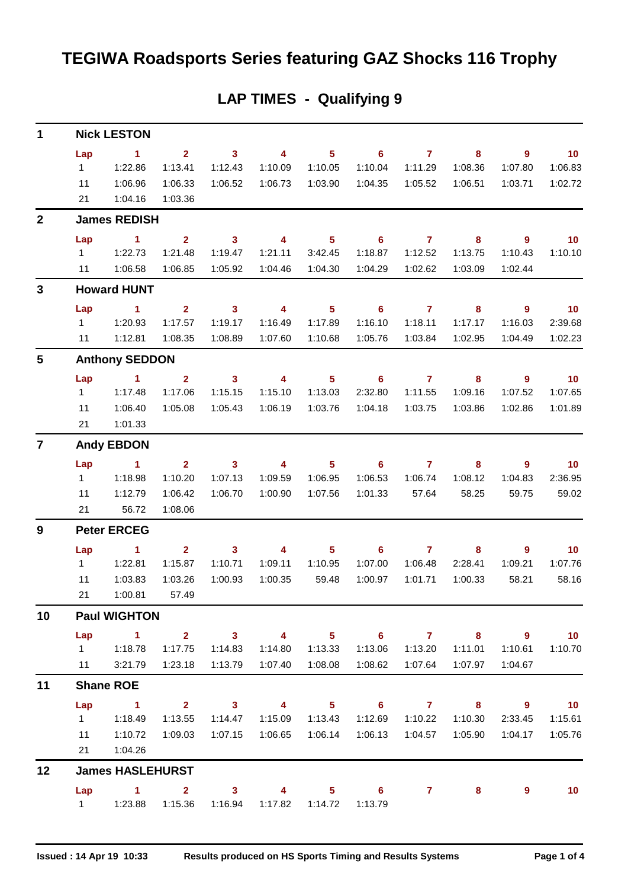# TEGIWA Roadsports Series featuring GAZ Shocks 116 Trophy

## LAP TIMES - Qualifying 9

### 1 Nick LESTON

| Lap | 1 | 2 | 3 | 4 | 5 | 6 | 7 | 8 | 9 | 10 |
|---|---|---|---|---|---|---|---|---|---|---|
| 1 | 1:22.86 | 1:13.41 | 1:12.43 | 1:10.09 | 1:10.05 | 1:10.04 | 1:11.29 | 1:08.36 | 1:07.80 | 1:06.83 |
| 11 | 1:06.96 | 1:06.33 | 1:06.52 | 1:06.73 | 1:03.90 | 1:04.35 | 1:05.52 | 1:06.51 | 1:03.71 | 1:02.72 |
| 21 | 1:04.16 | 1:03.36 | | | | | | | | |

### 2 James REDISH

| Lap | 1 | 2 | 3 | 4 | 5 | 6 | 7 | 8 | 9 | 10 |
|---|---|---|---|---|---|---|---|---|---|---|
| 1 | 1:22.73 | 1:21.48 | 1:19.47 | 1:21.11 | 3:42.45 | 1:18.87 | 1:12.52 | 1:13.75 | 1:10.43 | 1:10.10 |
| 11 | 1:06.58 | 1:06.85 | 1:05.92 | 1:04.46 | 1:04.30 | 1:04.29 | 1:02.62 | 1:03.09 | 1:02.44 | |

### 3 Howard HUNT

| Lap | 1 | 2 | 3 | 4 | 5 | 6 | 7 | 8 | 9 | 10 |
|---|---|---|---|---|---|---|---|---|---|---|
| 1 | 1:20.93 | 1:17.57 | 1:19.17 | 1:16.49 | 1:17.89 | 1:16.10 | 1:18.11 | 1:17.17 | 1:16.03 | 2:39.68 |
| 11 | 1:12.81 | 1:08.35 | 1:08.89 | 1:07.60 | 1:10.68 | 1:05.76 | 1:03.84 | 1:02.95 | 1:04.49 | 1:02.23 |

### 5 Anthony SEDDON

| Lap | 1 | 2 | 3 | 4 | 5 | 6 | 7 | 8 | 9 | 10 |
|---|---|---|---|---|---|---|---|---|---|---|
| 1 | 1:17.48 | 1:17.06 | 1:15.15 | 1:15.10 | 1:13.03 | 2:32.80 | 1:11.55 | 1:09.16 | 1:07.52 | 1:07.65 |
| 11 | 1:06.40 | 1:05.08 | 1:05.43 | 1:06.19 | 1:03.76 | 1:04.18 | 1:03.75 | 1:03.86 | 1:02.86 | 1:01.89 |
| 21 | 1:01.33 | | | | | | | | | |

### 7 Andy EBDON

| Lap | 1 | 2 | 3 | 4 | 5 | 6 | 7 | 8 | 9 | 10 |
|---|---|---|---|---|---|---|---|---|---|---|
| 1 | 1:18.98 | 1:10.20 | 1:07.13 | 1:09.59 | 1:06.95 | 1:06.53 | 1:06.74 | 1:08.12 | 1:04.83 | 2:36.95 |
| 11 | 1:12.79 | 1:06.42 | 1:06.70 | 1:00.90 | 1:07.56 | 1:01.33 | 57.64 | 58.25 | 59.75 | 59.02 |
| 21 | 56.72 | 1:08.06 | | | | | | | | |

### 9 Peter ERCEG

| Lap | 1 | 2 | 3 | 4 | 5 | 6 | 7 | 8 | 9 | 10 |
|---|---|---|---|---|---|---|---|---|---|---|
| 1 | 1:22.81 | 1:15.87 | 1:10.71 | 1:09.11 | 1:10.95 | 1:07.00 | 1:06.48 | 2:28.41 | 1:09.21 | 1:07.76 |
| 11 | 1:03.83 | 1:03.26 | 1:00.93 | 1:00.35 | 59.48 | 1:00.97 | 1:01.71 | 1:00.33 | 58.21 | 58.16 |
| 21 | 1:00.81 | 57.49 | | | | | | | | |

### 10 Paul WIGHTON

| Lap | 1 | 2 | 3 | 4 | 5 | 6 | 7 | 8 | 9 | 10 |
|---|---|---|---|---|---|---|---|---|---|---|
| 1 | 1:18.78 | 1:17.75 | 1:14.83 | 1:14.80 | 1:13.33 | 1:13.06 | 1:13.20 | 1:11.01 | 1:10.61 | 1:10.70 |
| 11 | 3:21.79 | 1:23.18 | 1:13.79 | 1:07.40 | 1:08.08 | 1:08.62 | 1:07.64 | 1:07.97 | 1:04.67 | |

### 11 Shane ROE

| Lap | 1 | 2 | 3 | 4 | 5 | 6 | 7 | 8 | 9 | 10 |
|---|---|---|---|---|---|---|---|---|---|---|
| 1 | 1:18.49 | 1:13.55 | 1:14.47 | 1:15.09 | 1:13.43 | 1:12.69 | 1:10.22 | 1:10.30 | 2:33.45 | 1:15.61 |
| 11 | 1:10.72 | 1:09.03 | 1:07.15 | 1:06.65 | 1:06.14 | 1:06.13 | 1:04.57 | 1:05.90 | 1:04.17 | 1:05.76 |
| 21 | 1:04.26 | | | | | | | | | |

### 12 James HASLEHURST

| Lap | 1 | 2 | 3 | 4 | 5 | 6 | 7 | 8 | 9 | 10 |
|---|---|---|---|---|---|---|---|---|---|---|
| 1 | 1:23.88 | 1:15.36 | 1:16.94 | 1:17.82 | 1:14.72 | 1:13.79 | | | | |

Issued : 14 Apr 19 10:33 — Results produced on HS Sports Timing and Results Systems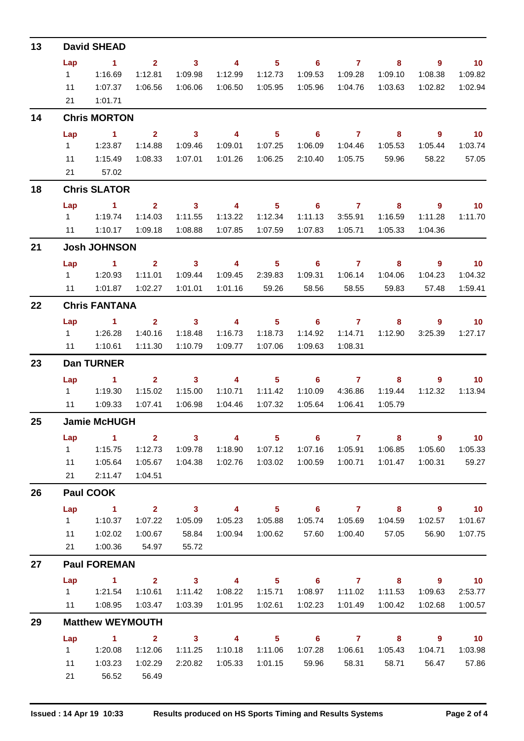## 13 David SHEAD

| Lap | 1 | 2 | 3 | 4 | 5 | 6 | 7 | 8 | 9 | 10 |
|---|---|---|---|---|---|---|---|---|---|---|
| 1 | 1:16.69 | 1:12.81 | 1:09.98 | 1:12.99 | 1:12.73 | 1:09.53 | 1:09.28 | 1:09.10 | 1:08.38 | 1:09.82 |
| 11 | 1:07.37 | 1:06.56 | 1:06.06 | 1:06.50 | 1:05.95 | 1:05.96 | 1:04.76 | 1:03.63 | 1:02.82 | 1:02.94 |
| 21 | 1:01.71 | | | | | | | | | |

## 14 Chris MORTON

| Lap | 1 | 2 | 3 | 4 | 5 | 6 | 7 | 8 | 9 | 10 |
|---|---|---|---|---|---|---|---|---|---|---|
| 1 | 1:23.87 | 1:14.88 | 1:09.46 | 1:09.01 | 1:07.25 | 1:06.09 | 1:04.46 | 1:05.53 | 1:05.44 | 1:03.74 |
| 11 | 1:15.49 | 1:08.33 | 1:07.01 | 1:01.26 | 1:06.25 | 2:10.40 | 1:05.75 | 59.96 | 58.22 | 57.05 |
| 21 | 57.02 | | | | | | | | | |

## 18 Chris SLATOR

| Lap | 1 | 2 | 3 | 4 | 5 | 6 | 7 | 8 | 9 | 10 |
|---|---|---|---|---|---|---|---|---|---|---|
| 1 | 1:19.74 | 1:14.03 | 1:11.55 | 1:13.22 | 1:12.34 | 1:11.13 | 3:55.91 | 1:16.59 | 1:11.28 | 1:11.70 |
| 11 | 1:10.17 | 1:09.18 | 1:08.88 | 1:07.85 | 1:07.59 | 1:07.83 | 1:05.71 | 1:05.33 | 1:04.36 | |

## 21 Josh JOHNSON

| Lap | 1 | 2 | 3 | 4 | 5 | 6 | 7 | 8 | 9 | 10 |
|---|---|---|---|---|---|---|---|---|---|---|
| 1 | 1:20.93 | 1:11.01 | 1:09.44 | 1:09.45 | 2:39.83 | 1:09.31 | 1:06.14 | 1:04.06 | 1:04.23 | 1:04.32 |
| 11 | 1:01.87 | 1:02.27 | 1:01.01 | 1:01.16 | 59.26 | 58.56 | 58.55 | 59.83 | 57.48 | 1:59.41 |

## 22 Chris FANTANA

| Lap | 1 | 2 | 3 | 4 | 5 | 6 | 7 | 8 | 9 | 10 |
|---|---|---|---|---|---|---|---|---|---|---|
| 1 | 1:26.28 | 1:40.16 | 1:18.48 | 1:16.73 | 1:18.73 | 1:14.92 | 1:14.71 | 1:12.90 | 3:25.39 | 1:27.17 |
| 11 | 1:10.61 | 1:11.30 | 1:10.79 | 1:09.77 | 1:07.06 | 1:09.63 | 1:08.31 | | | |

## 23 Dan TURNER

| Lap | 1 | 2 | 3 | 4 | 5 | 6 | 7 | 8 | 9 | 10 |
|---|---|---|---|---|---|---|---|---|---|---|
| 1 | 1:19.30 | 1:15.02 | 1:15.00 | 1:10.71 | 1:11.42 | 1:10.09 | 4:36.86 | 1:19.44 | 1:12.32 | 1:13.94 |
| 11 | 1:09.33 | 1:07.41 | 1:06.98 | 1:04.46 | 1:07.32 | 1:05.64 | 1:06.41 | 1:05.79 | | |

## 25 Jamie McHUGH

| Lap | 1 | 2 | 3 | 4 | 5 | 6 | 7 | 8 | 9 | 10 |
|---|---|---|---|---|---|---|---|---|---|---|
| 1 | 1:15.75 | 1:12.73 | 1:09.78 | 1:18.90 | 1:07.12 | 1:07.16 | 1:05.91 | 1:06.85 | 1:05.60 | 1:05.33 |
| 11 | 1:05.64 | 1:05.67 | 1:04.38 | 1:02.76 | 1:03.02 | 1:00.59 | 1:00.71 | 1:01.47 | 1:00.31 | 59.27 |
| 21 | 2:11.47 | 1:04.51 | | | | | | | | |

## 26 Paul COOK

| Lap | 1 | 2 | 3 | 4 | 5 | 6 | 7 | 8 | 9 | 10 |
|---|---|---|---|---|---|---|---|---|---|---|
| 1 | 1:10.37 | 1:07.22 | 1:05.09 | 1:05.23 | 1:05.88 | 1:05.74 | 1:05.69 | 1:04.59 | 1:02.57 | 1:01.67 |
| 11 | 1:02.02 | 1:00.67 | 58.84 | 1:00.94 | 1:00.62 | 57.60 | 1:00.40 | 57.05 | 56.90 | 1:07.75 |
| 21 | 1:00.36 | 54.97 | 55.72 | | | | | | | |

## 27 Paul FOREMAN

| Lap | 1 | 2 | 3 | 4 | 5 | 6 | 7 | 8 | 9 | 10 |
|---|---|---|---|---|---|---|---|---|---|---|
| 1 | 1:21.54 | 1:10.61 | 1:11.42 | 1:08.22 | 1:15.71 | 1:08.97 | 1:11.02 | 1:11.53 | 1:09.63 | 2:53.77 |
| 11 | 1:08.95 | 1:03.47 | 1:03.39 | 1:01.95 | 1:02.61 | 1:02.23 | 1:01.49 | 1:00.42 | 1:02.68 | 1:00.57 |

## 29 Matthew WEYMOUTH

| Lap | 1 | 2 | 3 | 4 | 5 | 6 | 7 | 8 | 9 | 10 |
|---|---|---|---|---|---|---|---|---|---|---|
| 1 | 1:20.08 | 1:12.06 | 1:11.25 | 1:10.18 | 1:11.06 | 1:07.28 | 1:06.61 | 1:05.43 | 1:04.71 | 1:03.98 |
| 11 | 1:03.23 | 1:02.29 | 2:20.82 | 1:05.33 | 1:01.15 | 59.96 | 58.31 | 58.71 | 56.47 | 57.86 |
| 21 | 56.52 | 56.49 | | | | | | | | |

Issued : 14 Apr 19 10:33 — Results produced on HS Sports Timing and Results Systems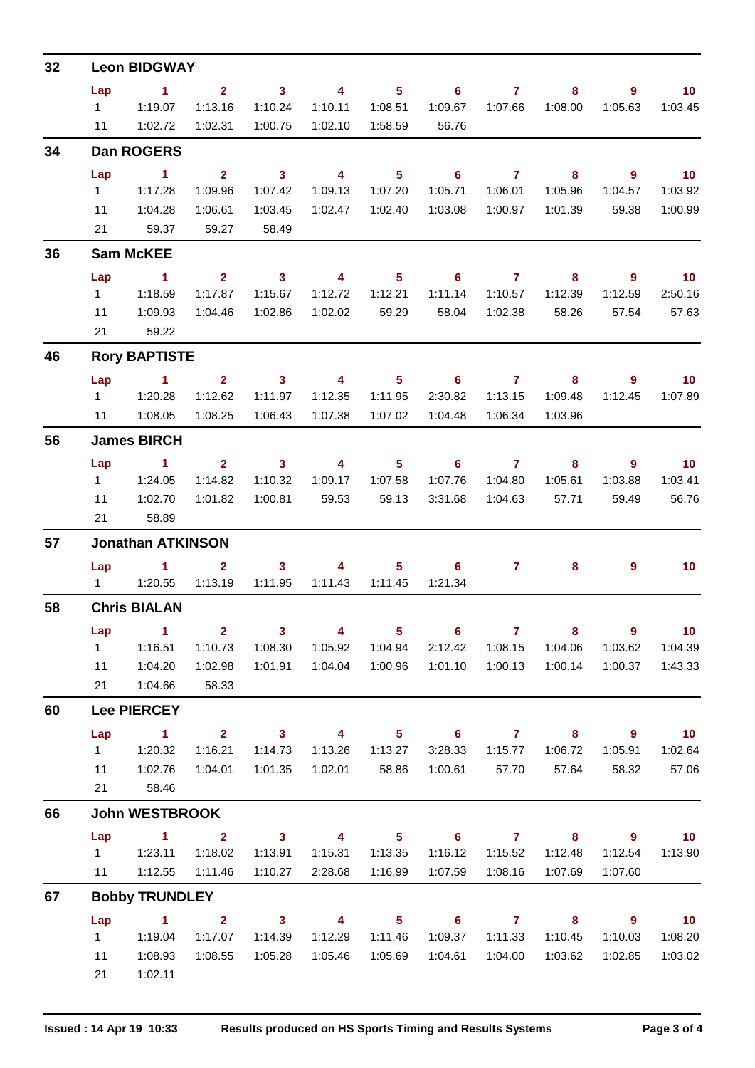## 32 Leon BIDGWAY

| Lap | 1 | 2 | 3 | 4 | 5 | 6 | 7 | 8 | 9 | 10 |
|---|---|---|---|---|---|---|---|---|---|---|
| 1 | 1:19.07 | 1:13.16 | 1:10.24 | 1:10.11 | 1:08.51 | 1:09.67 | 1:07.66 | 1:08.00 | 1:05.63 | 1:03.45 |
| 11 | 1:02.72 | 1:02.31 | 1:00.75 | 1:02.10 | 1:58.59 | 56.76 | | | | |

## 34 Dan ROGERS

| Lap | 1 | 2 | 3 | 4 | 5 | 6 | 7 | 8 | 9 | 10 |
|---|---|---|---|---|---|---|---|---|---|---|
| 1 | 1:17.28 | 1:09.96 | 1:07.42 | 1:09.13 | 1:07.20 | 1:05.71 | 1:06.01 | 1:05.96 | 1:04.57 | 1:03.92 |
| 11 | 1:04.28 | 1:06.61 | 1:03.45 | 1:02.47 | 1:02.40 | 1:03.08 | 1:00.97 | 1:01.39 | 59.38 | 1:00.99 |
| 21 | 59.37 | 59.27 | 58.49 | | | | | | | |

## 36 Sam McKEE

| Lap | 1 | 2 | 3 | 4 | 5 | 6 | 7 | 8 | 9 | 10 |
|---|---|---|---|---|---|---|---|---|---|---|
| 1 | 1:18.59 | 1:17.87 | 1:15.67 | 1:12.72 | 1:12.21 | 1:11.14 | 1:10.57 | 1:12.39 | 1:12.59 | 2:50.16 |
| 11 | 1:09.93 | 1:04.46 | 1:02.86 | 1:02.02 | 59.29 | 58.04 | 1:02.38 | 58.26 | 57.54 | 57.63 |
| 21 | 59.22 | | | | | | | | | |

## 46 Rory BAPTISTE

| Lap | 1 | 2 | 3 | 4 | 5 | 6 | 7 | 8 | 9 | 10 |
|---|---|---|---|---|---|---|---|---|---|---|
| 1 | 1:20.28 | 1:12.62 | 1:11.97 | 1:12.35 | 1:11.95 | 2:30.82 | 1:13.15 | 1:09.48 | 1:12.45 | 1:07.89 |
| 11 | 1:08.05 | 1:08.25 | 1:06.43 | 1:07.38 | 1:07.02 | 1:04.48 | 1:06.34 | 1:03.96 | | |

## 56 James BIRCH

| Lap | 1 | 2 | 3 | 4 | 5 | 6 | 7 | 8 | 9 | 10 |
|---|---|---|---|---|---|---|---|---|---|---|
| 1 | 1:24.05 | 1:14.82 | 1:10.32 | 1:09.17 | 1:07.58 | 1:07.76 | 1:04.80 | 1:05.61 | 1:03.88 | 1:03.41 |
| 11 | 1:02.70 | 1:01.82 | 1:00.81 | 59.53 | 59.13 | 3:31.68 | 1:04.63 | 57.71 | 59.49 | 56.76 |
| 21 | 58.89 | | | | | | | | | |

## 57 Jonathan ATKINSON

| Lap | 1 | 2 | 3 | 4 | 5 | 6 | 7 | 8 | 9 | 10 |
|---|---|---|---|---|---|---|---|---|---|---|
| 1 | 1:20.55 | 1:13.19 | 1:11.95 | 1:11.43 | 1:11.45 | 1:21.34 | | | | |

## 58 Chris BIALAN

| Lap | 1 | 2 | 3 | 4 | 5 | 6 | 7 | 8 | 9 | 10 |
|---|---|---|---|---|---|---|---|---|---|---|
| 1 | 1:16.51 | 1:10.73 | 1:08.30 | 1:05.92 | 1:04.94 | 2:12.42 | 1:08.15 | 1:04.06 | 1:03.62 | 1:04.39 |
| 11 | 1:04.20 | 1:02.98 | 1:01.91 | 1:04.04 | 1:00.96 | 1:01.10 | 1:00.13 | 1:00.14 | 1:00.37 | 1:43.33 |
| 21 | 1:04.66 | 58.33 | | | | | | | | |

## 60 Lee PIERCEY

| Lap | 1 | 2 | 3 | 4 | 5 | 6 | 7 | 8 | 9 | 10 |
|---|---|---|---|---|---|---|---|---|---|---|
| 1 | 1:20.32 | 1:16.21 | 1:14.73 | 1:13.26 | 1:13.27 | 3:28.33 | 1:15.77 | 1:06.72 | 1:05.91 | 1:02.64 |
| 11 | 1:02.76 | 1:04.01 | 1:01.35 | 1:02.01 | 58.86 | 1:00.61 | 57.70 | 57.64 | 58.32 | 57.06 |
| 21 | 58.46 | | | | | | | | | |

## 66 John WESTBROOK

| Lap | 1 | 2 | 3 | 4 | 5 | 6 | 7 | 8 | 9 | 10 |
|---|---|---|---|---|---|---|---|---|---|---|
| 1 | 1:23.11 | 1:18.02 | 1:13.91 | 1:15.31 | 1:13.35 | 1:16.12 | 1:15.52 | 1:12.48 | 1:12.54 | 1:13.90 |
| 11 | 1:12.55 | 1:11.46 | 1:10.27 | 2:28.68 | 1:16.99 | 1:07.59 | 1:08.16 | 1:07.69 | 1:07.60 | |

## 67 Bobby TRUNDLEY

| Lap | 1 | 2 | 3 | 4 | 5 | 6 | 7 | 8 | 9 | 10 |
|---|---|---|---|---|---|---|---|---|---|---|
| 1 | 1:19.04 | 1:17.07 | 1:14.39 | 1:12.29 | 1:11.46 | 1:09.37 | 1:11.33 | 1:10.45 | 1:10.03 | 1:08.20 |
| 11 | 1:08.93 | 1:08.55 | 1:05.28 | 1:05.46 | 1:05.69 | 1:04.61 | 1:04.00 | 1:03.62 | 1:02.85 | 1:03.02 |
| 21 | 1:02.11 | | | | | | | | | |

Issued : 14 Apr 19 10:33 — Results produced on HS Sports Timing and Results Systems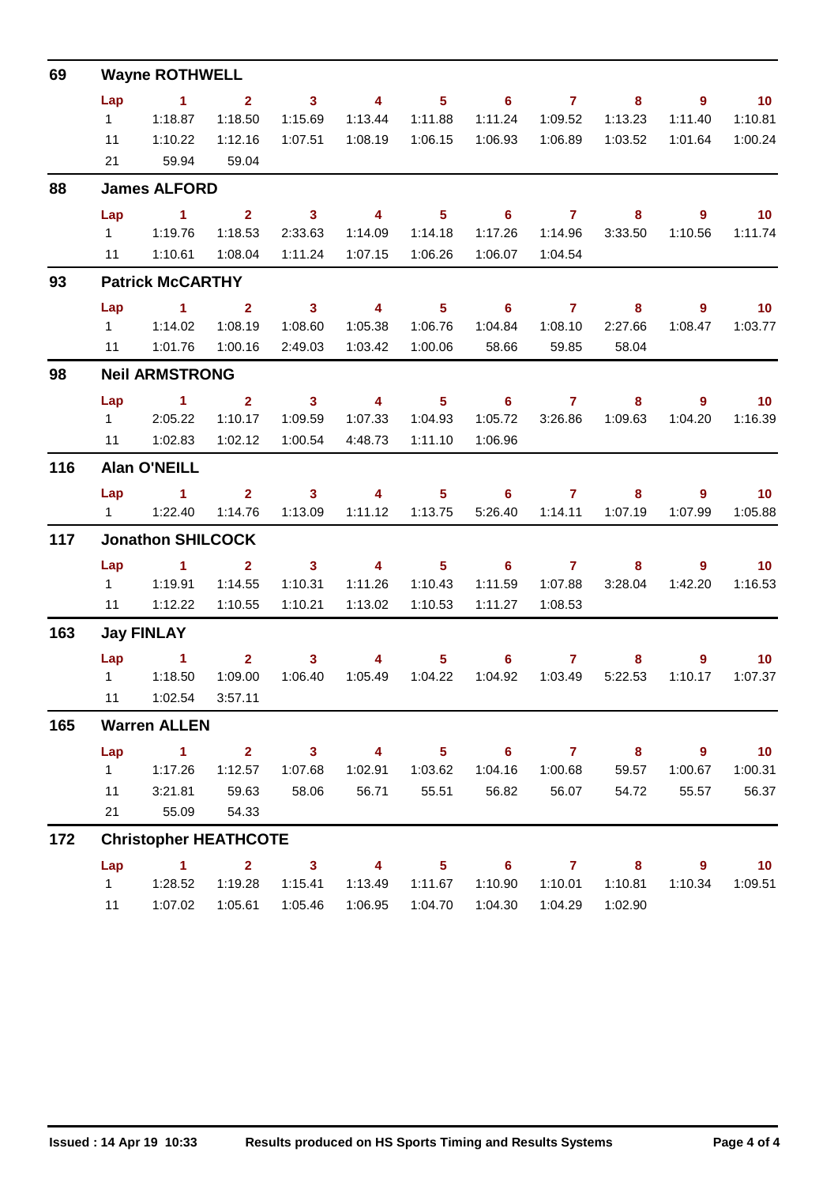## 69 Wayne ROTHWELL

| Lap | 1 | 2 | 3 | 4 | 5 | 6 | 7 | 8 | 9 | 10 |
|---|---|---|---|---|---|---|---|---|---|---|
| 1 | 1:18.87 | 1:18.50 | 1:15.69 | 1:13.44 | 1:11.88 | 1:11.24 | 1:09.52 | 1:13.23 | 1:11.40 | 1:10.81 |
| 11 | 1:10.22 | 1:12.16 | 1:07.51 | 1:08.19 | 1:06.15 | 1:06.93 | 1:06.89 | 1:03.52 | 1:01.64 | 1:00.24 |
| 21 | 59.94 | 59.04 | | | | | | | | |

## 88 James ALFORD

| Lap | 1 | 2 | 3 | 4 | 5 | 6 | 7 | 8 | 9 | 10 |
|---|---|---|---|---|---|---|---|---|---|---|
| 1 | 1:19.76 | 1:18.53 | 2:33.63 | 1:14.09 | 1:14.18 | 1:17.26 | 1:14.96 | 3:33.50 | 1:10.56 | 1:11.74 |
| 11 | 1:10.61 | 1:08.04 | 1:11.24 | 1:07.15 | 1:06.26 | 1:06.07 | 1:04.54 | | | |

## 93 Patrick McCARTHY

| Lap | 1 | 2 | 3 | 4 | 5 | 6 | 7 | 8 | 9 | 10 |
|---|---|---|---|---|---|---|---|---|---|---|
| 1 | 1:14.02 | 1:08.19 | 1:08.60 | 1:05.38 | 1:06.76 | 1:04.84 | 1:08.10 | 2:27.66 | 1:08.47 | 1:03.77 |
| 11 | 1:01.76 | 1:00.16 | 2:49.03 | 1:03.42 | 1:00.06 | 58.66 | 59.85 | 58.04 | | |

## 98 Neil ARMSTRONG

| Lap | 1 | 2 | 3 | 4 | 5 | 6 | 7 | 8 | 9 | 10 |
|---|---|---|---|---|---|---|---|---|---|---|
| 1 | 2:05.22 | 1:10.17 | 1:09.59 | 1:07.33 | 1:04.93 | 1:05.72 | 3:26.86 | 1:09.63 | 1:04.20 | 1:16.39 |
| 11 | 1:02.83 | 1:02.12 | 1:00.54 | 4:48.73 | 1:11.10 | 1:06.96 | | | | |

## 116 Alan O'NEILL

| Lap | 1 | 2 | 3 | 4 | 5 | 6 | 7 | 8 | 9 | 10 |
|---|---|---|---|---|---|---|---|---|---|---|
| 1 | 1:22.40 | 1:14.76 | 1:13.09 | 1:11.12 | 1:13.75 | 5:26.40 | 1:14.11 | 1:07.19 | 1:07.99 | 1:05.88 |

## 117 Jonathon SHILCOCK

| Lap | 1 | 2 | 3 | 4 | 5 | 6 | 7 | 8 | 9 | 10 |
|---|---|---|---|---|---|---|---|---|---|---|
| 1 | 1:19.91 | 1:14.55 | 1:10.31 | 1:11.26 | 1:10.43 | 1:11.59 | 1:07.88 | 3:28.04 | 1:42.20 | 1:16.53 |
| 11 | 1:12.22 | 1:10.55 | 1:10.21 | 1:13.02 | 1:10.53 | 1:11.27 | 1:08.53 | | | |

## 163 Jay FINLAY

| Lap | 1 | 2 | 3 | 4 | 5 | 6 | 7 | 8 | 9 | 10 |
|---|---|---|---|---|---|---|---|---|---|---|
| 1 | 1:18.50 | 1:09.00 | 1:06.40 | 1:05.49 | 1:04.22 | 1:04.92 | 1:03.49 | 5:22.53 | 1:10.17 | 1:07.37 |
| 11 | 1:02.54 | 3:57.11 | | | | | | | | |

## 165 Warren ALLEN

| Lap | 1 | 2 | 3 | 4 | 5 | 6 | 7 | 8 | 9 | 10 |
|---|---|---|---|---|---|---|---|---|---|---|
| 1 | 1:17.26 | 1:12.57 | 1:07.68 | 1:02.91 | 1:03.62 | 1:04.16 | 1:00.68 | 59.57 | 1:00.67 | 1:00.31 |
| 11 | 3:21.81 | 59.63 | 58.06 | 56.71 | 55.51 | 56.82 | 56.07 | 54.72 | 55.57 | 56.37 |
| 21 | 55.09 | 54.33 | | | | | | | | |

## 172 Christopher HEATHCOTE

| Lap | 1 | 2 | 3 | 4 | 5 | 6 | 7 | 8 | 9 | 10 |
|---|---|---|---|---|---|---|---|---|---|---|
| 1 | 1:28.52 | 1:19.28 | 1:15.41 | 1:13.49 | 1:11.67 | 1:10.90 | 1:10.01 | 1:10.81 | 1:10.34 | 1:09.51 |
| 11 | 1:07.02 | 1:05.61 | 1:05.46 | 1:06.95 | 1:04.70 | 1:04.30 | 1:04.29 | 1:02.90 | | |

Issued : 14 Apr 19 10:33 — Results produced on HS Sports Timing and Results Systems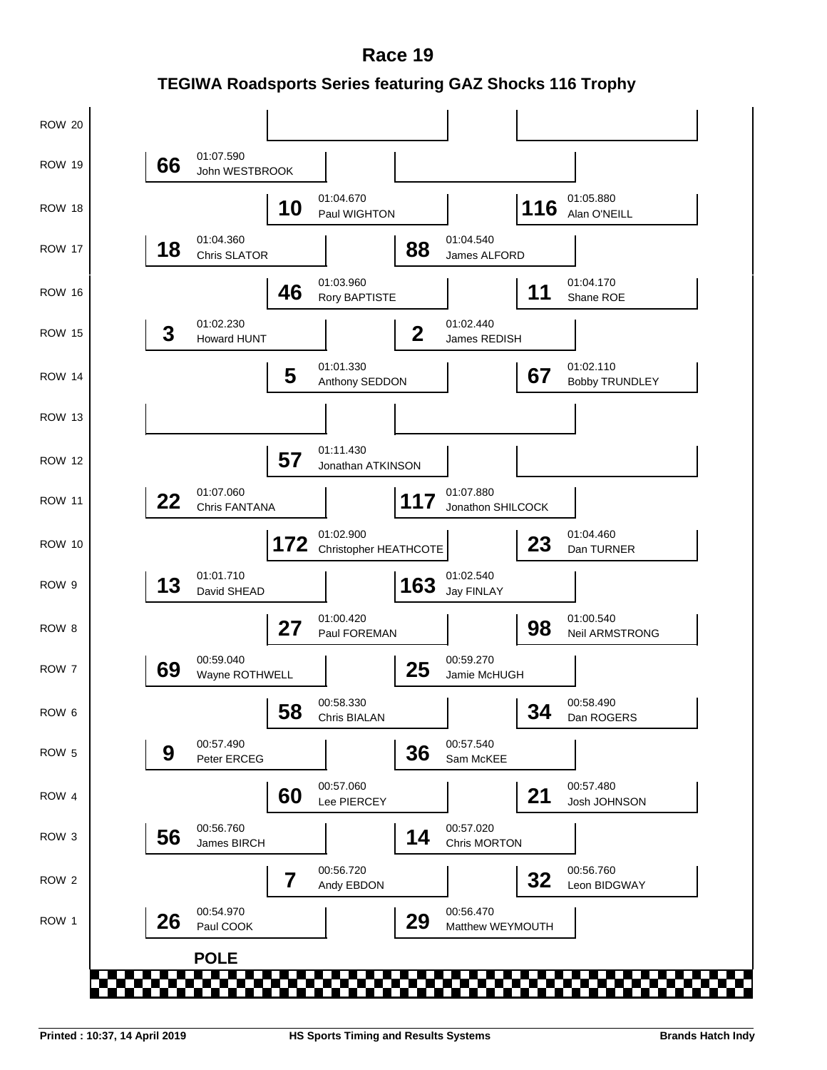# Race 19

## TEGIWA Roadsports Series featuring GAZ Shocks 116 Trophy

| Row | Left | Centre-Left | Centre-Right | Right |
|---|---|---|---|---|
| ROW 20 | | | | |
| ROW 19 | **66** 01:07.590 John WESTBROOK | | | |
| ROW 18 | | **10** 01:04.670 Paul WIGHTON | | **116** 01:05.880 Alan O'NEILL |
| ROW 17 | **18** 01:04.360 Chris SLATOR | | **88** 01:04.540 James ALFORD | |
| ROW 16 | | **46** 01:03.960 Rory BAPTISTE | | **11** 01:04.170 Shane ROE |
| ROW 15 | **3** 01:02.230 Howard HUNT | | **2** 01:02.440 James REDISH | |
| ROW 14 | | **5** 01:01.330 Anthony SEDDON | | **67** 01:02.110 Bobby TRUNDLEY |
| ROW 13 | | | | |
| ROW 12 | | **57** 01:11.430 Jonathan ATKINSON | | |
| ROW 11 | **22** 01:07.060 Chris FANTANA | | **117** 01:07.880 Jonathon SHILCOCK | |
| ROW 10 | | **172** 01:02.900 Christopher HEATHCOTE | | **23** 01:04.460 Dan TURNER |
| ROW 9 | **13** 01:01.710 David SHEAD | | **163** 01:02.540 Jay FINLAY | |
| ROW 8 | | **27** 01:00.420 Paul FOREMAN | | **98** 01:00.540 Neil ARMSTRONG |
| ROW 7 | **69** 00:59.040 Wayne ROTHWELL | | **25** 00:59.270 Jamie McHUGH | |
| ROW 6 | | **58** 00:58.330 Chris BIALAN | | **34** 00:58.490 Dan ROGERS |
| ROW 5 | **9** 00:57.490 Peter ERCEG | | **36** 00:57.540 Sam McKEE | |
| ROW 4 | | **60** 00:57.060 Lee PIERCEY | | **21** 00:57.480 Josh JOHNSON |
| ROW 3 | **56** 00:56.760 James BIRCH | | **14** 00:57.020 Chris MORTON | |
| ROW 2 | | **7** 00:56.720 Andy EBDON | | **32** 00:56.760 Leon BIDGWAY |
| ROW 1 | **26** 00:54.970 Paul COOK | | **29** 00:56.470 Matthew WEYMOUTH | |

**POLE**

Printed : 10:37, 14 April 2019 — HS Sports Timing and Results Systems — Brands Hatch Indy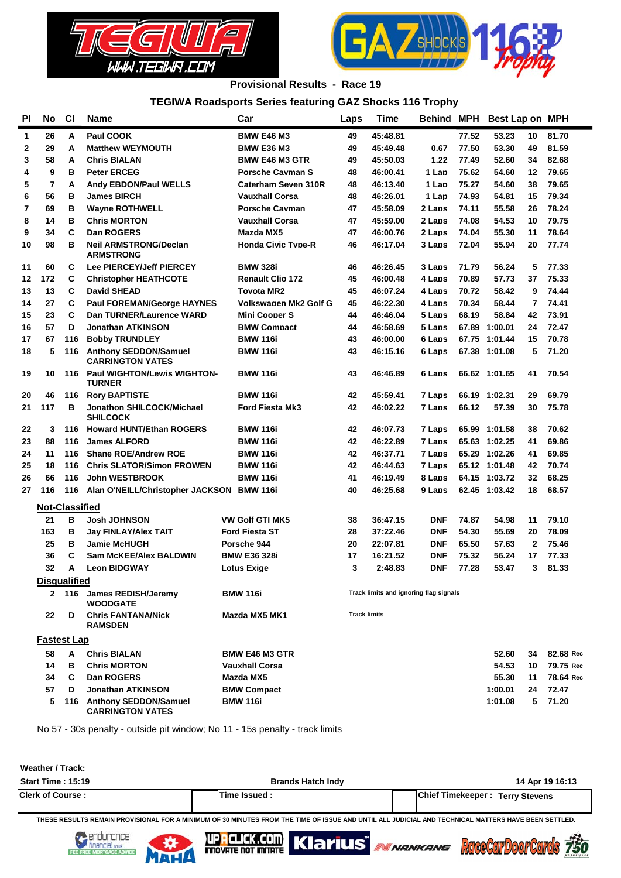## Provisional Results - Race 19

### TEGIWA Roadsports Series featuring GAZ Shocks 116 Trophy

| Pl | No | Cl | Name | Car | Laps | Time | Behind | MPH | Best Lap | on | MPH |
|---|---|---|---|---|---|---|---|---|---|---|---|
| 1 | 26 | A | Paul COOK | BMW E46 M3 | 49 | 45:48.81 | | 77.52 | 53.23 | 10 | 81.70 |
| 2 | 29 | A | Matthew WEYMOUTH | BMW E36 M3 | 49 | 45:49.48 | 0.67 | 77.50 | 53.30 | 49 | 81.59 |
| 3 | 58 | A | Chris BIALAN | BMW E46 M3 GTR | 49 | 45:50.03 | 1.22 | 77.49 | 52.60 | 34 | 82.68 |
| 4 | 9 | B | Peter ERCEG | Porsche Cayman S | 48 | 46:00.41 | 1 Lap | 75.62 | 54.60 | 12 | 79.65 |
| 5 | 7 | A | Andy EBDON/Paul WELLS | Caterham Seven 310R | 48 | 46:13.40 | 1 Lap | 75.27 | 54.60 | 38 | 79.65 |
| 6 | 56 | B | James BIRCH | Vauxhall Corsa | 48 | 46:26.01 | 1 Lap | 74.93 | 54.81 | 15 | 79.34 |
| 7 | 69 | B | Wayne ROTHWELL | Porsche Cayman | 47 | 45:58.09 | 2 Laps | 74.11 | 55.58 | 26 | 78.24 |
| 8 | 14 | B | Chris MORTON | Vauxhall Corsa | 47 | 45:59.00 | 2 Laps | 74.08 | 54.53 | 10 | 79.75 |
| 9 | 34 | C | Dan ROGERS | Mazda MX5 | 47 | 46:00.76 | 2 Laps | 74.04 | 55.30 | 11 | 78.64 |
| 10 | 98 | B | Neil ARMSTRONG/Declan ARMSTRONG | Honda Civic Type-R | 46 | 46:17.04 | 3 Laps | 72.04 | 55.94 | 20 | 77.74 |
| 11 | 60 | C | Lee PIERCEY/Jeff PIERCEY | BMW 328i | 46 | 46:26.45 | 3 Laps | 71.79 | 56.24 | 5 | 77.33 |
| 12 | 172 | C | Christopher HEATHCOTE | Renault Clio 172 | 45 | 46:00.48 | 4 Laps | 70.89 | 57.73 | 37 | 75.33 |
| 13 | 13 | C | David SHEAD | Toyota MR2 | 45 | 46:07.24 | 4 Laps | 70.72 | 58.42 | 9 | 74.44 |
| 14 | 27 | C | Paul FOREMAN/George HAYNES | Volkswagen Mk2 Golf G | 45 | 46:22.30 | 4 Laps | 70.34 | 58.44 | 7 | 74.41 |
| 15 | 23 | C | Dan TURNER/Laurence WARD | Mini Cooper S | 44 | 46:46.04 | 5 Laps | 68.19 | 58.84 | 42 | 73.91 |
| 16 | 57 | D | Jonathan ATKINSON | BMW Compact | 44 | 46:58.69 | 5 Laps | 67.89 | 1:00.01 | 24 | 72.47 |
| 17 | 67 | 116 | Bobby TRUNDLEY | BMW 116i | 43 | 46:00.00 | 6 Laps | 67.75 | 1:01.44 | 15 | 70.78 |
| 18 | 5 | 116 | Anthony SEDDON/Samuel CARRINGTON YATES | BMW 116i | 43 | 46:15.16 | 6 Laps | 67.38 | 1:01.08 | 5 | 71.20 |
| 19 | 10 | 116 | Paul WIGHTON/Lewis WIGHTON-TURNER | BMW 116i | 43 | 46:46.89 | 6 Laps | 66.62 | 1:01.65 | 41 | 70.54 |
| 20 | 46 | 116 | Rory BAPTISTE | BMW 116i | 42 | 45:59.41 | 7 Laps | 66.19 | 1:02.31 | 29 | 69.79 |
| 21 | 117 | B | Jonathon SHILCOCK/Michael SHILCOCK | Ford Fiesta Mk3 | 42 | 46:02.22 | 7 Laps | 66.12 | 57.39 | 30 | 75.78 |
| 22 | 3 | 116 | Howard HUNT/Ethan ROGERS | BMW 116i | 42 | 46:07.73 | 7 Laps | 65.99 | 1:01.58 | 38 | 70.62 |
| 23 | 88 | 116 | James ALFORD | BMW 116i | 42 | 46:22.89 | 7 Laps | 65.63 | 1:02.25 | 41 | 69.86 |
| 24 | 11 | 116 | Shane ROE/Andrew ROE | BMW 116i | 42 | 46:37.71 | 7 Laps | 65.29 | 1:02.26 | 41 | 69.85 |
| 25 | 18 | 116 | Chris SLATOR/Simon FROWEN | BMW 116i | 42 | 46:44.63 | 7 Laps | 65.12 | 1:01.48 | 42 | 70.74 |
| 26 | 66 | 116 | John WESTBROOK | BMW 116i | 41 | 46:19.49 | 8 Laps | 64.15 | 1:03.72 | 32 | 68.25 |
| 27 | 116 | 116 | Alan O'NEILL/Christopher JACKSON | BMW 116i | 40 | 46:25.68 | 9 Laps | 62.45 | 1:03.42 | 18 | 68.57 |

#### Not-Classified

| No | Cl | Name | Car | Laps | Time | Behind | MPH | Best Lap | on | MPH |
|---|---|---|---|---|---|---|---|---|---|---|
| 21 | B | Josh JOHNSON | VW Golf GTI MK5 | 38 | 36:47.15 | DNF | 74.87 | 54.98 | 11 | 79.10 |
| 163 | B | Jay FINLAY/Alex TAIT | Ford Fiesta ST | 28 | 37:22.46 | DNF | 54.30 | 55.69 | 20 | 78.09 |
| 25 | B | Jamie McHUGH | Porsche 944 | 20 | 22:07.81 | DNF | 65.50 | 57.63 | 2 | 75.46 |
| 36 | C | Sam McKEE/Alex BALDWIN | BMW E36 328i | 17 | 16:21.52 | DNF | 75.32 | 56.24 | 17 | 77.33 |
| 32 | A | Leon BIDGWAY | Lotus Exige | 3 | 2:48.83 | DNF | 77.28 | 53.47 | 3 | 81.33 |

#### Disqualified

| No | Cl | Name | Car | Reason |
|---|---|---|---|---|
| 2 | 116 | James REDISH/Jeremy WOODGATE | BMW 116i | Track limits and ignoring flag signals |
| 22 | D | Chris FANTANA/Nick RAMSDEN | Mazda MX5 MK1 | Track limits |

#### Fastest Lap

| No | Cl | Name | Car | Best Lap | on | MPH |
|---|---|---|---|---|---|---|
| 58 | A | Chris BIALAN | BMW E46 M3 GTR | 52.60 | 34 | 82.68 Rec |
| 14 | B | Chris MORTON | Vauxhall Corsa | 54.53 | 10 | 79.75 Rec |
| 34 | C | Dan ROGERS | Mazda MX5 | 55.30 | 11 | 78.64 Rec |
| 57 | D | Jonathan ATKINSON | BMW Compact | 1:00.01 | 24 | 72.47 |
| 5 | 116 | Anthony SEDDON/Samuel CARRINGTON YATES | BMW 116i | 1:01.08 | 5 | 71.20 |

No 57 - 30s penalty - outside pit window; No 11 - 15s penalty - track limits

Weather / Track:

Start Time : 15:19 | Brands Hatch Indy | 14 Apr 19 16:13

| Clerk of Course : | Time Issued : | Chief Timekeeper : Terry Stevens |
|---|---|---|

THESE RESULTS REMAIN PROVISIONAL FOR A MINIMUM OF 30 MINUTES FROM THE TIME OF ISSUE AND UNTIL ALL JUDICIAL AND TECHNICAL MATTERS HAVE BEEN SETTLED.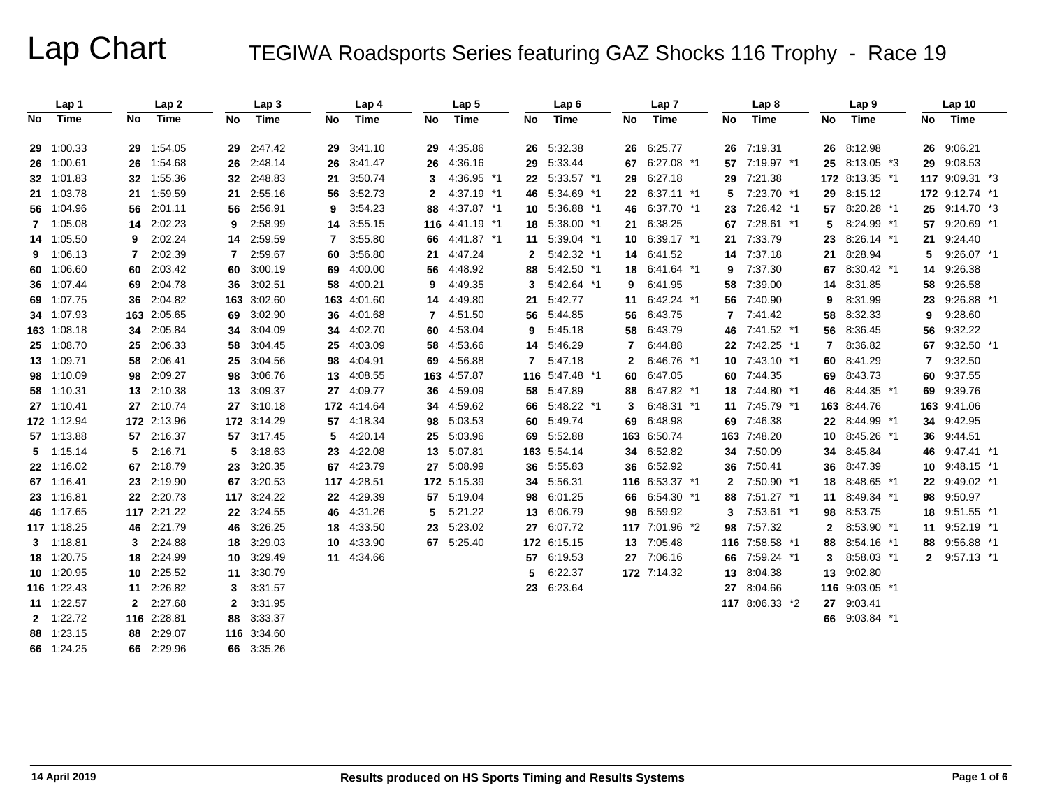# Lap Chart

## TEGIWA Roadsports Series featuring GAZ Shocks 116 Trophy - Race 19

| Lap 1 | | Lap 2 | | Lap 3 | | Lap 4 | | Lap 5 | | Lap 6 | | Lap 7 | | Lap 8 | | Lap 9 | | Lap 10 | |
|---|---|---|---|---|---|---|---|---|---|---|---|---|---|---|---|---|---|---|---|
| No | Time | No | Time | No | Time | No | Time | No | Time | No | Time | No | Time | No | Time | No | Time | No | Time |
| 29 | 1:00.33 | 29 | 1:54.05 | 29 | 2:47.42 | 29 | 3:41.10 | 29 | 4:35.86 | 26 | 5:32.38 | 26 | 6:25.77 | 26 | 7:19.31 | 26 | 8:12.98 | 26 | 9:06.21 |
| 26 | 1:00.61 | 26 | 1:54.68 | 26 | 2:48.14 | 26 | 3:41.47 | 26 | 4:36.16 | 29 | 5:33.44 | 67 | 6:27.08 *1 | 57 | 7:19.97 *1 | 25 | 8:13.05 *3 | 29 | 9:08.53 |
| 32 | 1:01.83 | 32 | 1:55.36 | 32 | 2:48.83 | 21 | 3:50.74 | 3 | 4:36.95 *1 | 22 | 5:33.57 *1 | 29 | 6:27.18 | 29 | 7:21.38 | 172 | 8:13.35 *1 | 117 | 9:09.31 *3 |
| 21 | 1:03.78 | 21 | 1:59.59 | 21 | 2:55.16 | 56 | 3:52.73 | 2 | 4:37.19 *1 | 46 | 5:34.69 *1 | 22 | 6:37.11 *1 | 5 | 7:23.70 *1 | 29 | 8:15.12 | 172 | 9:12.74 *1 |
| 56 | 1:04.96 | 56 | 2:01.11 | 56 | 2:56.91 | 9 | 3:54.23 | 88 | 4:37.87 *1 | 10 | 5:36.88 *1 | 46 | 6:37.70 *1 | 23 | 7:26.42 *1 | 57 | 8:20.28 *1 | 25 | 9:14.70 *3 |
| 7 | 1:05.08 | 14 | 2:02.23 | 9 | 2:58.99 | 14 | 3:55.15 | 116 | 4:41.19 *1 | 18 | 5:38.00 *1 | 21 | 6:38.25 | 67 | 7:28.61 *1 | 5 | 8:24.99 *1 | 57 | 9:20.69 *1 |
| 14 | 1:05.50 | 9 | 2:02.24 | 14 | 2:59.59 | 7 | 3:55.80 | 66 | 4:41.87 *1 | 11 | 5:39.04 *1 | 10 | 6:39.17 *1 | 21 | 7:33.79 | 23 | 8:26.14 *1 | 21 | 9:24.40 |
| 9 | 1:06.13 | 7 | 2:02.39 | 7 | 2:59.67 | 60 | 3:56.80 | 21 | 4:47.24 | 2 | 5:42.32 *1 | 14 | 6:41.52 | 14 | 7:37.18 | 21 | 8:28.94 | 5 | 9:26.07 *1 |
| 60 | 1:06.60 | 60 | 2:03.42 | 60 | 3:00.19 | 69 | 4:00.00 | 56 | 4:48.92 | 88 | 5:42.50 *1 | 18 | 6:41.64 *1 | 9 | 7:37.30 | 67 | 8:30.42 *1 | 14 | 9:26.38 |
| 36 | 1:07.44 | 69 | 2:04.78 | 36 | 3:02.51 | 58 | 4:00.21 | 9 | 4:49.35 | 3 | 5:42.64 *1 | 9 | 6:41.95 | 58 | 7:39.00 | 14 | 8:31.85 | 58 | 9:26.58 |
| 69 | 1:07.75 | 36 | 2:04.82 | 163 | 3:02.60 | 163 | 4:01.60 | 14 | 4:49.80 | 21 | 5:42.77 | 11 | 6:42.24 *1 | 56 | 7:40.90 | 9 | 8:31.99 | 23 | 9:26.88 *1 |
| 34 | 1:07.93 | 163 | 2:05.65 | 69 | 3:02.90 | 36 | 4:01.68 | 7 | 4:51.50 | 56 | 5:44.85 | 56 | 6:43.75 | 7 | 7:41.42 | 58 | 8:32.33 | 9 | 9:28.60 |
| 163 | 1:08.18 | 34 | 2:05.84 | 34 | 3:04.09 | 34 | 4:02.70 | 60 | 4:53.04 | 9 | 5:45.18 | 58 | 6:43.79 | 46 | 7:41.52 *1 | 56 | 8:36.45 | 56 | 9:32.22 |
| 25 | 1:08.70 | 25 | 2:06.33 | 58 | 3:04.45 | 25 | 4:03.09 | 58 | 4:53.66 | 14 | 5:46.29 | 7 | 6:44.88 | 22 | 7:42.25 *1 | 7 | 8:36.82 | 67 | 9:32.50 *1 |
| 13 | 1:09.71 | 58 | 2:06.41 | 25 | 3:04.56 | 98 | 4:04.91 | 69 | 4:56.88 | 7 | 5:47.18 | 2 | 6:46.76 *1 | 10 | 7:43.10 *1 | 60 | 8:41.29 | 7 | 9:32.50 |
| 98 | 1:10.09 | 98 | 2:09.27 | 98 | 3:06.76 | 13 | 4:08.55 | 163 | 4:57.87 | 116 | 5:47.48 *1 | 60 | 6:47.05 | 60 | 7:44.35 | 69 | 8:43.73 | 60 | 9:37.55 |
| 58 | 1:10.31 | 13 | 2:10.38 | 13 | 3:09.37 | 27 | 4:09.77 | 36 | 4:59.09 | 58 | 5:47.89 | 88 | 6:47.82 *1 | 18 | 7:44.80 *1 | 46 | 8:44.35 *1 | 69 | 9:39.76 |
| 27 | 1:10.41 | 27 | 2:10.74 | 27 | 3:10.18 | 172 | 4:14.64 | 34 | 4:59.62 | 66 | 5:48.22 *1 | 3 | 6:48.31 *1 | 11 | 7:45.79 *1 | 163 | 8:44.76 | 163 | 9:41.06 |
| 172 | 1:12.94 | 172 | 2:13.96 | 172 | 3:14.29 | 57 | 4:18.34 | 98 | 5:03.53 | 60 | 5:49.74 | 69 | 6:48.98 | 69 | 7:46.38 | 22 | 8:44.99 *1 | 34 | 9:42.95 |
| 57 | 1:13.88 | 57 | 2:16.37 | 57 | 3:17.45 | 5 | 4:20.14 | 25 | 5:03.96 | 69 | 5:52.88 | 163 | 6:50.74 | 163 | 7:48.20 | 10 | 8:45.26 *1 | 36 | 9:44.51 |
| 5 | 1:15.14 | 5 | 2:16.71 | 5 | 3:18.63 | 23 | 4:22.08 | 13 | 5:07.81 | 163 | 5:54.14 | 34 | 6:52.82 | 34 | 7:50.09 | 34 | 8:45.84 | 46 | 9:47.41 *1 |
| 22 | 1:16.02 | 67 | 2:18.79 | 23 | 3:20.35 | 67 | 4:23.79 | 27 | 5:08.99 | 36 | 5:55.83 | 36 | 6:52.92 | 36 | 7:50.41 | 36 | 8:47.39 | 10 | 9:48.15 *1 |
| 67 | 1:16.41 | 23 | 2:19.90 | 67 | 3:20.53 | 117 | 4:28.51 | 172 | 5:15.39 | 34 | 5:56.31 | 116 | 6:53.37 *1 | 2 | 7:50.90 *1 | 18 | 8:48.65 *1 | 22 | 9:49.02 *1 |
| 23 | 1:16.81 | 22 | 2:20.73 | 117 | 3:24.22 | 22 | 4:29.39 | 57 | 5:19.04 | 98 | 6:01.25 | 66 | 6:54.30 *1 | 88 | 7:51.27 *1 | 11 | 8:49.34 *1 | 98 | 9:50.97 |
| 46 | 1:17.65 | 117 | 2:21.22 | 22 | 3:24.55 | 46 | 4:31.26 | 5 | 5:21.22 | 13 | 6:06.79 | 98 | 6:59.92 | 3 | 7:53.61 *1 | 98 | 8:53.75 | 18 | 9:51.55 *1 |
| 117 | 1:18.25 | 46 | 2:21.79 | 46 | 3:26.25 | 18 | 4:33.50 | 23 | 5:23.02 | 27 | 6:07.72 | 117 | 7:01.96 *2 | 98 | 7:57.32 | 2 | 8:53.90 *1 | 11 | 9:52.19 *1 |
| 3 | 1:18.81 | 3 | 2:24.88 | 18 | 3:29.03 | 10 | 4:33.90 | 67 | 5:25.40 | 172 | 6:15.15 | 13 | 7:05.48 | 116 | 7:58.58 *1 | 88 | 8:54.16 *1 | 88 | 9:56.88 *1 |
| 18 | 1:20.75 | 18 | 2:24.99 | 10 | 3:29.49 | 11 | 4:34.66 | | | 57 | 6:19.53 | 27 | 7:06.16 | 66 | 7:59.24 *1 | 3 | 8:58.03 *1 | 2 | 9:57.13 *1 |
| 10 | 1:20.95 | 10 | 2:25.52 | 11 | 3:30.79 | | | | | 5 | 6:22.37 | 172 | 7:14.32 | 13 | 8:04.38 | 13 | 9:02.80 | | |
| 116 | 1:22.43 | 11 | 2:26.82 | 3 | 3:31.57 | | | | | 23 | 6:23.64 | | | 27 | 8:04.66 | 116 | 9:03.05 *1 | | |
| 11 | 1:22.57 | 2 | 2:27.68 | 2 | 3:31.95 | | | | | | | | | 117 | 8:06.33 *2 | 27 | 9:03.41 | | |
| 2 | 1:22.72 | 116 | 2:28.81 | 88 | 3:33.37 | | | | | | | | | | | 66 | 9:03.84 *1 | | |
| 88 | 1:23.15 | 88 | 2:29.07 | 116 | 3:34.60 | | | | | | | | | | | | | | |
| 66 | 1:24.25 | 66 | 2:29.96 | 66 | 3:35.26 | | | | | | | | | | | | | | |

14 April 2019

Results produced on HS Sports Timing and Results Systems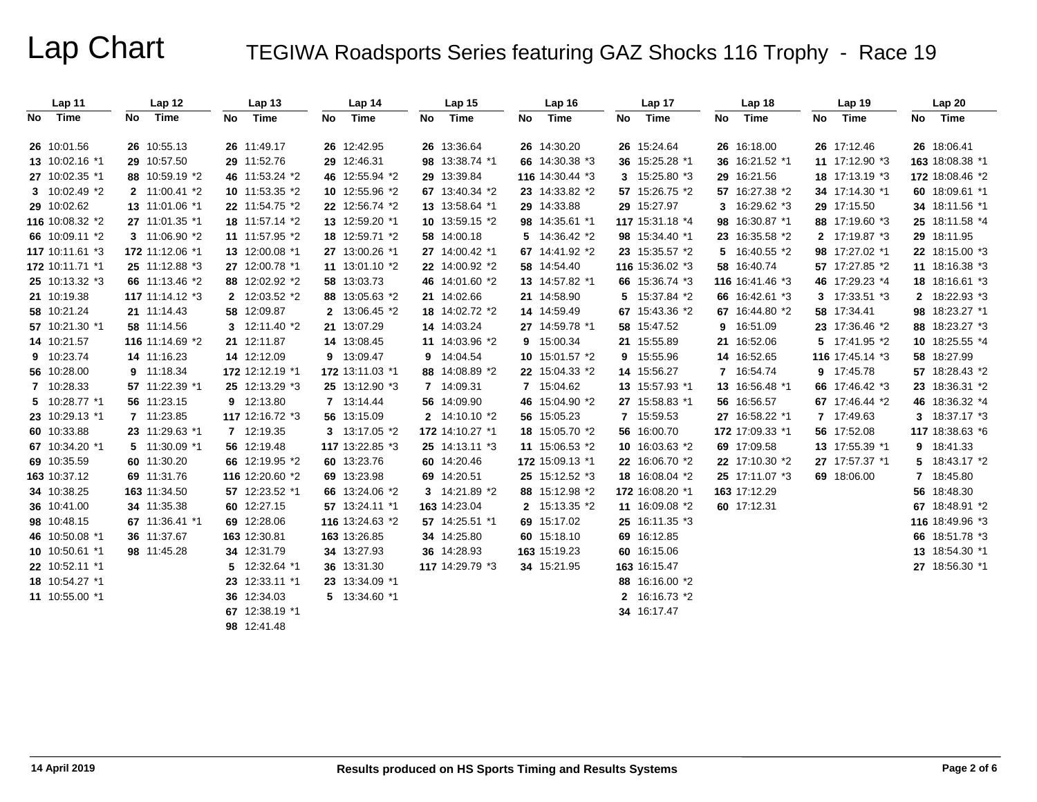# Lap Chart

## TEGIWA Roadsports Series featuring GAZ Shocks 116 Trophy - Race 19

| Lap 11 | | Lap 12 | | Lap 13 | | Lap 14 | | Lap 15 | | Lap 16 | | Lap 17 | | Lap 18 | | Lap 19 | | Lap 20 | |
|---|---|---|---|---|---|---|---|---|---|---|---|---|---|---|---|---|---|---|---|
| No | Time | No | Time | No | Time | No | Time | No | Time | No | Time | No | Time | No | Time | No | Time | No | Time |
| 26 | 10:01.56 | 26 | 10:55.13 | 26 | 11:49.17 | 26 | 12:42.95 | 26 | 13:36.64 | 26 | 14:30.20 | 26 | 15:24.64 | 26 | 16:18.00 | 26 | 17:12.46 | 26 | 18:06.41 |
| 13 | 10:02.16 *1 | 29 | 10:57.50 | 29 | 11:52.76 | 29 | 12:46.31 | 98 | 13:38.74 *1 | 66 | 14:30.38 *3 | 36 | 15:25.28 *1 | 36 | 16:21.52 *1 | 11 | 17:12.90 *3 | 163 | 18:08.38 *1 |
| 27 | 10:02.35 *1 | 88 | 10:59.19 *2 | 46 | 11:53.24 *2 | 46 | 12:55.94 *2 | 29 | 13:39.84 | 116 | 14:30.44 *3 | 3 | 15:25.80 *3 | 29 | 16:21.56 | 18 | 17:13.19 *3 | 172 | 18:08.46 *2 |
| 3 | 10:02.49 *2 | 2 | 11:00.41 *2 | 10 | 11:53.35 *2 | 10 | 12:55.96 *2 | 67 | 13:40.34 *2 | 23 | 14:33.82 *2 | 57 | 15:26.75 *2 | 57 | 16:27.38 *2 | 34 | 17:14.30 *1 | 60 | 18:09.61 *1 |
| 29 | 10:02.62 | 13 | 11:01.06 *1 | 22 | 11:54.75 *2 | 22 | 12:56.74 *2 | 13 | 13:58.64 *1 | 29 | 14:33.88 | 29 | 15:27.97 | 3 | 16:29.62 *3 | 29 | 17:15.50 | 34 | 18:11.56 *1 |
| 116 | 10:08.32 *2 | 27 | 11:01.35 *1 | 18 | 11:57.14 *2 | 13 | 12:59.20 *1 | 10 | 13:59.15 *2 | 98 | 14:35.61 *1 | 117 | 15:31.18 *4 | 98 | 16:30.87 *1 | 88 | 17:19.60 *3 | 25 | 18:11.58 *4 |
| 66 | 10:09.11 *2 | 3 | 11:06.90 *2 | 11 | 11:57.95 *2 | 18 | 12:59.71 *2 | 58 | 14:00.18 | 5 | 14:36.42 *2 | 98 | 15:34.40 *1 | 23 | 16:35.58 *2 | 2 | 17:19.87 *3 | 29 | 18:11.95 |
| 117 | 10:11.61 *3 | 172 | 11:12.06 *1 | 13 | 12:00.08 *1 | 27 | 13:00.26 *1 | 27 | 14:00.42 *1 | 67 | 14:41.92 *2 | 23 | 15:35.57 *2 | 5 | 16:40.55 *2 | 98 | 17:27.02 *1 | 22 | 18:15.00 *3 |
| 172 | 10:11.71 *1 | 25 | 11:12.88 *3 | 27 | 12:00.78 *1 | 11 | 13:01.10 *2 | 22 | 14:00.92 *2 | 58 | 14:54.40 | 116 | 15:36.02 *3 | 58 | 16:40.74 | 57 | 17:27.85 *2 | 11 | 18:16.38 *3 |
| 25 | 10:13.32 *3 | 66 | 11:13.46 *2 | 88 | 12:02.92 *2 | 58 | 13:03.73 | 46 | 14:01.60 *2 | 13 | 14:57.82 *1 | 66 | 15:36.74 *3 | 116 | 16:41.46 *3 | 46 | 17:29.23 *4 | 18 | 18:16.61 *3 |
| 21 | 10:19.38 | 117 | 11:14.12 *3 | 2 | 12:03.52 *2 | 88 | 13:05.63 *2 | 21 | 14:02.66 | 21 | 14:58.90 | 5 | 15:37.84 *2 | 66 | 16:42.61 *3 | 3 | 17:33.51 *3 | 2 | 18:22.93 *3 |
| 58 | 10:21.24 | 21 | 11:14.43 | 58 | 12:09.87 | 2 | 13:06.45 *2 | 18 | 14:02.72 *2 | 14 | 14:59.49 | 67 | 15:43.36 *2 | 67 | 16:44.80 *2 | 58 | 17:34.41 | 98 | 18:23.27 *1 |
| 57 | 10:21.30 *1 | 58 | 11:14.56 | 3 | 12:11.40 *2 | 21 | 13:07.29 | 14 | 14:03.24 | 27 | 14:59.78 *1 | 58 | 15:47.52 | 9 | 16:51.09 | 23 | 17:36.46 *2 | 88 | 18:23.27 *3 |
| 14 | 10:21.57 | 116 | 11:14.69 *2 | 21 | 12:11.87 | 14 | 13:08.45 | 11 | 14:03.96 *2 | 9 | 15:00.34 | 21 | 15:55.89 | 21 | 16:52.06 | 5 | 17:41.95 *2 | 10 | 18:25.55 *4 |
| 9 | 10:23.74 | 14 | 11:16.23 | 14 | 12:12.09 | 9 | 13:09.47 | 9 | 14:04.54 | 10 | 15:01.57 *2 | 9 | 15:55.96 | 14 | 16:52.65 | 116 | 17:45.14 *3 | 58 | 18:27.99 |
| 56 | 10:28.00 | 9 | 11:18.34 | 172 | 12:12.19 *1 | 172 | 13:11.03 *1 | 88 | 14:08.89 *2 | 22 | 15:04.33 *2 | 14 | 15:56.27 | 7 | 16:54.74 | 9 | 17:45.78 | 57 | 18:28.43 *2 |
| 7 | 10:28.33 | 57 | 11:22.39 *1 | 25 | 12:13.29 *3 | 25 | 13:12.90 *3 | 7 | 14:09.31 | 7 | 15:04.62 | 13 | 15:57.93 *1 | 13 | 16:56.48 *1 | 66 | 17:46.42 *3 | 23 | 18:36.31 *2 |
| 5 | 10:28.77 *1 | 56 | 11:23.15 | 9 | 12:13.80 | 7 | 13:14.44 | 56 | 14:09.90 | 46 | 15:04.90 *2 | 27 | 15:58.83 *1 | 56 | 16:56.57 | 67 | 17:46.44 *2 | 46 | 18:36.32 *4 |
| 23 | 10:29.13 *1 | 7 | 11:23.85 | 117 | 12:16.72 *3 | 56 | 13:15.09 | 2 | 14:10.10 *2 | 56 | 15:05.23 | 7 | 15:59.53 | 27 | 16:58.22 *1 | 7 | 17:49.63 | 3 | 18:37.17 *3 |
| 60 | 10:33.88 | 23 | 11:29.63 *1 | 7 | 12:19.35 | 3 | 13:17.05 *2 | 172 | 14:10.27 *1 | 18 | 15:05.70 *2 | 56 | 16:00.70 | 172 | 17:09.33 *1 | 56 | 17:52.08 | 117 | 18:38.63 *6 |
| 67 | 10:34.20 *1 | 5 | 11:30.09 *1 | 56 | 12:19.48 | 117 | 13:22.85 *3 | 25 | 14:13.11 *3 | 11 | 15:06.53 *2 | 10 | 16:03.63 *2 | 69 | 17:09.58 | 13 | 17:55.39 *1 | 9 | 18:41.33 |
| 69 | 10:35.59 | 60 | 11:30.20 | 66 | 12:19.95 *2 | 60 | 13:23.76 | 60 | 14:20.46 | 172 | 15:09.13 *1 | 22 | 16:06.70 *2 | 22 | 17:10.30 *2 | 27 | 17:57.37 *1 | 5 | 18:43.17 *2 |
| 163 | 10:37.12 | 69 | 11:31.76 | 116 | 12:20.60 *2 | 69 | 13:23.98 | 69 | 14:20.51 | 25 | 15:12.52 *3 | 18 | 16:08.04 *2 | 25 | 17:11.07 *3 | 69 | 18:06.00 | 7 | 18:45.80 |
| 34 | 10:38.25 | 163 | 11:34.50 | 57 | 12:23.52 *1 | 66 | 13:24.06 *2 | 3 | 14:21.89 *2 | 88 | 15:12.98 *2 | 172 | 16:08.20 *1 | 163 | 17:12.29 | | | 56 | 18:48.30 |
| 36 | 10:41.00 | 34 | 11:35.38 | 60 | 12:27.15 | 57 | 13:24.11 *1 | 163 | 14:23.04 | 2 | 15:13.35 *2 | 11 | 16:09.08 *2 | 60 | 17:12.31 | | | 67 | 18:48.91 *2 |
| 98 | 10:48.15 | 67 | 11:36.41 *1 | 69 | 12:28.06 | 116 | 13:24.63 *2 | 57 | 14:25.51 *1 | 69 | 15:17.02 | 25 | 16:11.35 *3 | | | | | 116 | 18:49.96 *3 |
| 46 | 10:50.08 *1 | 36 | 11:37.67 | 163 | 12:30.81 | 163 | 13:26.85 | 34 | 14:25.80 | 60 | 15:18.10 | 69 | 16:12.85 | | | | | 66 | 18:51.78 *3 |
| 10 | 10:50.61 *1 | 98 | 11:45.28 | 34 | 12:31.79 | 34 | 13:27.93 | 36 | 14:28.93 | 163 | 15:19.23 | 60 | 16:15.06 | | | | | 13 | 18:54.30 *1 |
| 22 | 10:52.11 *1 | | | 5 | 12:32.64 *1 | 36 | 13:31.30 | 117 | 14:29.79 *3 | 34 | 15:21.95 | 163 | 16:15.47 | | | | | 27 | 18:56.30 *1 |
| 18 | 10:54.27 *1 | | | 23 | 12:33.11 *1 | 23 | 13:34.09 *1 | | | | | 88 | 16:16.00 *2 | | | | | | |
| 11 | 10:55.00 *1 | | | 36 | 12:34.03 | 5 | 13:34.60 *1 | | | | | 2 | 16:16.73 *2 | | | | | | |
| | | | | 67 | 12:38.19 *1 | | | | | | | 34 | 16:17.47 | | | | | | |
| | | | | 98 | 12:41.48 | | | | | | | | | | | | | | |

14 April 2019

Results produced on HS Sports Timing and Results Systems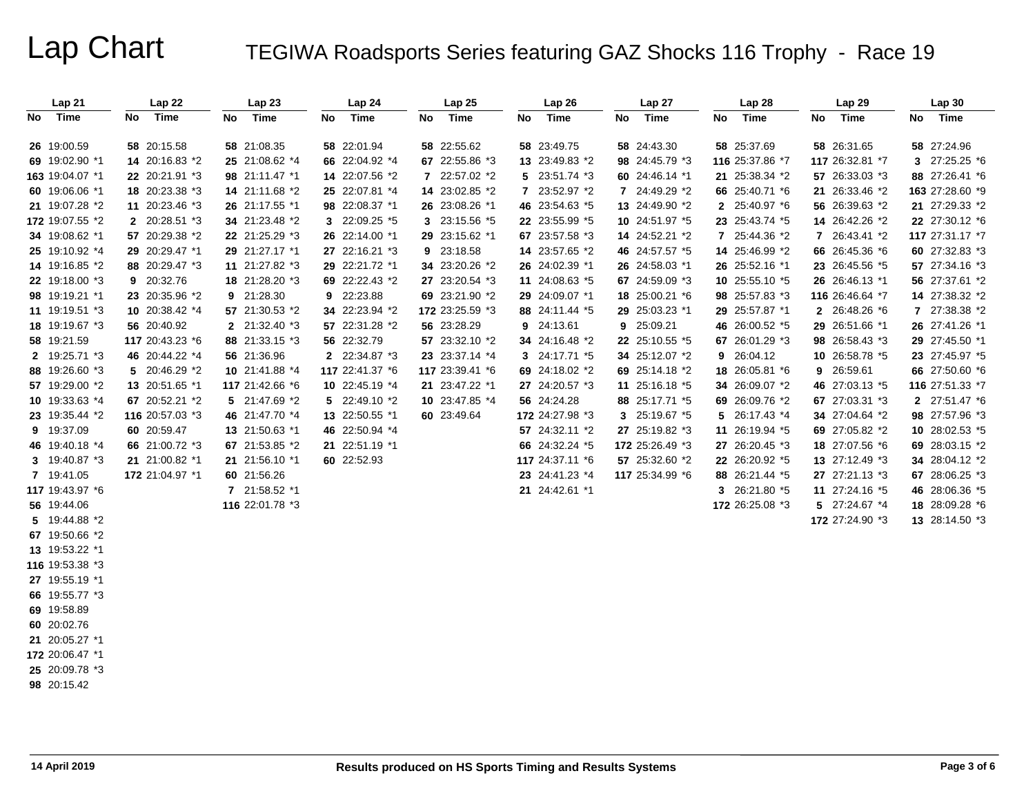# Lap Chart

## TEGIWA Roadsports Series featuring GAZ Shocks 116 Trophy - Race 19

| Lap 21 | | Lap 22 | | Lap 23 | | Lap 24 | | Lap 25 | | Lap 26 | | Lap 27 | | Lap 28 | | Lap 29 | | Lap 30 | |
|---|---|---|---|---|---|---|---|---|---|---|---|---|---|---|---|---|---|---|---|
| No | Time | No | Time | No | Time | No | Time | No | Time | No | Time | No | Time | No | Time | No | Time | No | Time |
| 26 | 19:00.59 | 58 | 20:15.58 | 58 | 21:08.35 | 58 | 22:01.94 | 58 | 22:55.62 | 58 | 23:49.75 | 58 | 24:43.30 | 58 | 25:37.69 | 58 | 26:31.65 | 58 | 27:24.96 |
| 69 | 19:02.90 *1 | 14 | 20:16.83 *2 | 25 | 21:08.62 *4 | 66 | 22:04.92 *4 | 67 | 22:55.86 *3 | 13 | 23:49.83 *2 | 98 | 24:45.79 *3 | 116 | 25:37.86 *7 | 117 | 26:32.81 *7 | 3 | 27:25.25 *6 |
| 163 | 19:04.07 *1 | 22 | 20:21.91 *3 | 98 | 21:11.47 *1 | 14 | 22:07.56 *2 | 7 | 22:57.02 *2 | 5 | 23:51.74 *3 | 60 | 24:46.14 *1 | 21 | 25:38.34 *2 | 57 | 26:33.03 *3 | 88 | 27:26.41 *6 |
| 60 | 19:06.06 *1 | 18 | 20:23.38 *3 | 14 | 21:11.68 *2 | 25 | 22:07.81 *4 | 14 | 23:02.85 *2 | 7 | 23:52.97 *2 | 7 | 24:49.29 *2 | 66 | 25:40.71 *6 | 21 | 26:33.46 *2 | 163 | 27:28.60 *9 |
| 21 | 19:07.28 *2 | 11 | 20:23.46 *3 | 26 | 21:17.55 *1 | 98 | 22:08.37 *1 | 26 | 23:08.26 *1 | 46 | 23:54.63 *5 | 13 | 24:49.90 *2 | 2 | 25:40.97 *6 | 56 | 26:39.63 *2 | 21 | 27:29.33 *2 |
| 172 | 19:07.55 *2 | 2 | 20:28.51 *3 | 34 | 21:23.48 *2 | 3 | 22:09.25 *5 | 3 | 23:15.56 *5 | 22 | 23:55.99 *5 | 10 | 24:51.97 *5 | 23 | 25:43.74 *5 | 14 | 26:42.26 *2 | 22 | 27:30.12 *6 |
| 34 | 19:08.62 *1 | 57 | 20:29.38 *2 | 22 | 21:25.29 *3 | 26 | 22:14.00 *1 | 29 | 23:15.62 *1 | 67 | 23:57.58 *3 | 14 | 24:52.21 *2 | 7 | 25:44.36 *2 | 7 | 26:43.41 *2 | 117 | 27:31.17 *7 |
| 25 | 19:10.92 *4 | 29 | 20:29.47 *1 | 29 | 21:27.17 *1 | 27 | 22:16.21 *3 | 9 | 23:18.58 | 14 | 23:57.65 *2 | 46 | 24:57.57 *5 | 14 | 25:46.99 *2 | 66 | 26:45.36 *6 | 60 | 27:32.83 *3 |
| 14 | 19:16.85 *2 | 88 | 20:29.47 *3 | 11 | 21:27.82 *3 | 29 | 22:21.72 *1 | 34 | 23:20.26 *2 | 26 | 24:02.39 *1 | 26 | 24:58.03 *1 | 26 | 25:52.16 *1 | 23 | 26:45.56 *5 | 57 | 27:34.16 *3 |
| 22 | 19:18.00 *3 | 9 | 20:32.76 | 18 | 21:28.20 *3 | 69 | 22:22.43 *2 | 27 | 23:20.54 *3 | 11 | 24:08.63 *5 | 67 | 24:59.09 *3 | 10 | 25:55.10 *5 | 26 | 26:46.13 *1 | 56 | 27:37.61 *2 |
| 98 | 19:19.21 *1 | 23 | 20:35.96 *2 | 9 | 21:28.30 | 9 | 22:23.88 | 69 | 23:21.90 *2 | 29 | 24:09.07 *1 | 18 | 25:00.21 *6 | 98 | 25:57.83 *3 | 116 | 26:46.64 *7 | 14 | 27:38.32 *2 |
| 11 | 19:19.51 *3 | 10 | 20:38.42 *4 | 57 | 21:30.53 *2 | 34 | 22:23.94 *2 | 172 | 23:25.59 *3 | 88 | 24:11.44 *5 | 29 | 25:03.23 *1 | 29 | 25:57.87 *1 | 2 | 26:48.26 *6 | 7 | 27:38.38 *2 |
| 18 | 19:19.67 *3 | 56 | 20:40.92 | 2 | 21:32.40 *3 | 57 | 22:31.28 *2 | 56 | 23:28.29 | 9 | 24:13.61 | 9 | 25:09.21 | 46 | 26:00.52 *5 | 29 | 26:51.66 *1 | 26 | 27:41.26 *1 |
| 58 | 19:21.59 | 117 | 20:43.23 *6 | 88 | 21:33.15 *3 | 56 | 22:32.79 | 57 | 23:32.10 *2 | 34 | 24:16.48 *2 | 22 | 25:10.55 *5 | 67 | 26:01.29 *3 | 98 | 26:58.43 *3 | 29 | 27:45.50 *1 |
| 2 | 19:25.71 *3 | 46 | 20:44.22 *4 | 56 | 21:36.96 | 2 | 22:34.87 *3 | 23 | 23:37.14 *4 | 3 | 24:17.71 *5 | 34 | 25:12.07 *2 | 9 | 26:04.12 | 10 | 26:58.78 *5 | 23 | 27:45.97 *5 |
| 88 | 19:26.60 *3 | 5 | 20:46.29 *2 | 10 | 21:41.88 *4 | 117 | 22:41.37 *6 | 117 | 23:39.41 *6 | 69 | 24:18.02 *2 | 69 | 25:14.18 *2 | 18 | 26:05.81 *6 | 9 | 26:59.61 | 116 | 27:51.33 *7 |
| 57 | 19:29.00 *2 | 13 | 20:51.65 *1 | 117 | 21:42.66 *6 | 10 | 22:45.19 *4 | 21 | 23:47.22 *1 | 27 | 24:20.57 *3 | 11 | 25:16.18 *5 | 34 | 26:09.07 *2 | 46 | 27:03.13 *5 | 2 | 27:51.47 *6 |
| 10 | 19:33.63 *4 | 67 | 20:52.21 *2 | 5 | 21:47.69 *2 | 5 | 22:49.10 *2 | 10 | 23:47.85 *4 | 56 | 24:24.28 | 88 | 25:17.71 *5 | 69 | 26:09.76 *2 | 67 | 27:03.31 *3 | 98 | 27:57.96 *3 |
| 23 | 19:35.44 *2 | 116 | 20:57.03 *3 | 46 | 21:47.70 *4 | 13 | 22:50.55 *1 | 60 | 23:49.64 | 172 | 24:27.98 *3 | 3 | 25:19.67 *5 | 5 | 26:17.43 *4 | 34 | 27:04.64 *2 | 10 | 28:02.53 *5 |
| 9 | 19:37.09 | 60 | 20:59.47 | 13 | 21:50.63 *1 | 46 | 22:50.94 *4 | | | 57 | 24:32.11 *2 | 27 | 25:19.82 *3 | 11 | 26:19.94 *5 | 69 | 27:05.82 *2 | 69 | 28:03.15 *2 |
| 46 | 19:40.18 *4 | 66 | 21:00.72 *3 | 67 | 21:53.85 *2 | 21 | 22:51.19 *1 | | | 66 | 24:32.24 *5 | 172 | 25:26.49 *3 | 27 | 26:20.45 *3 | 18 | 27:07.56 *6 | 34 | 28:04.12 *2 |
| 3 | 19:40.87 *3 | 21 | 21:00.82 *1 | 21 | 21:56.10 *1 | 60 | 22:52.93 | | | 117 | 24:37.11 *6 | 57 | 25:32.60 *2 | 22 | 26:20.92 *5 | 13 | 27:12.49 *3 | 67 | 28:06.25 *3 |
| 7 | 19:41.05 | 172 | 21:04.97 *1 | 60 | 21:56.26 | | | | | 23 | 24:41.23 *4 | 117 | 25:34.99 *6 | 88 | 26:21.44 *5 | 27 | 27:21.13 *3 | 46 | 28:06.36 *5 |
| 117 | 19:43.97 *6 | | | 7 | 21:58.52 *1 | | | | | 21 | 24:42.61 *1 | | | 3 | 26:21.80 *5 | 11 | 27:24.16 *5 | 18 | 28:09.28 *6 |
| 56 | 19:44.06 | | | 116 | 22:01.78 *3 | | | | | | | | | 172 | 26:25.08 *3 | 5 | 27:24.67 *4 | 13 | 28:14.50 *3 |
| 5 | 19:44.88 *2 | | | | | | | | | | | | | | | 172 | 27:24.90 *3 | | |
| 67 | 19:50.66 *2 | | | | | | | | | | | | | | | | | | |
| 13 | 19:53.22 *1 | | | | | | | | | | | | | | | | | | |
| 116 | 19:53.38 *3 | | | | | | | | | | | | | | | | | | |
| 27 | 19:55.19 *1 | | | | | | | | | | | | | | | | | | |
| 66 | 19:55.77 *3 | | | | | | | | | | | | | | | | | | |
| 69 | 19:58.89 | | | | | | | | | | | | | | | | | | |
| 60 | 20:02.76 | | | | | | | | | | | | | | | | | | |
| 21 | 20:05.27 *1 | | | | | | | | | | | | | | | | | | |
| 172 | 20:06.47 *1 | | | | | | | | | | | | | | | | | | |
| 25 | 20:09.78 *3 | | | | | | | | | | | | | | | | | | |
| 98 | 20:15.42 | | | | | | | | | | | | | | | | | | |

14 April 2019

Results produced on HS Sports Timing and Results Systems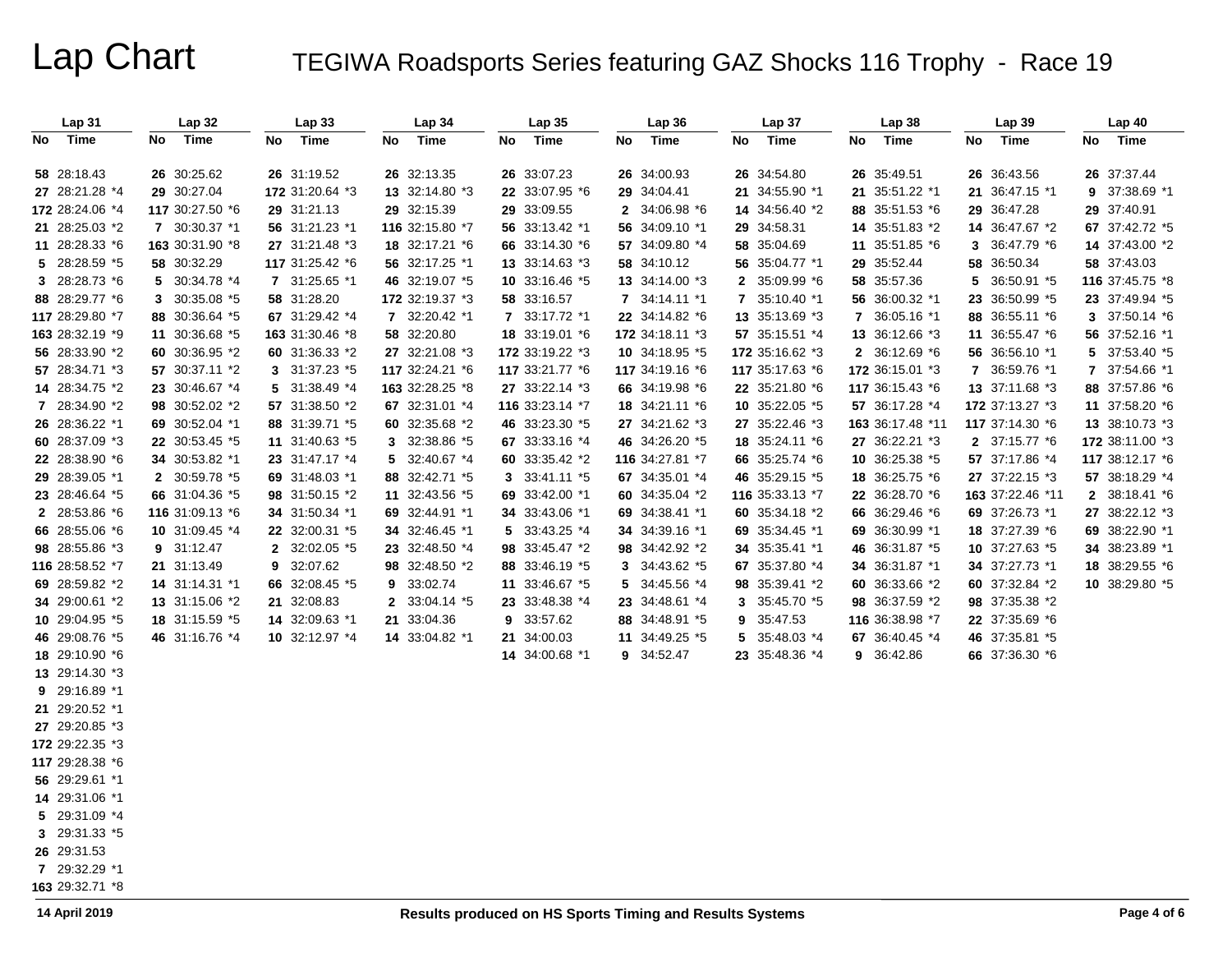# Lap Chart

## TEGIWA Roadsports Series featuring GAZ Shocks 116 Trophy - Race 19

| Lap 31 | | Lap 32 | | Lap 33 | | Lap 34 | | Lap 35 | | Lap 36 | | Lap 37 | | Lap 38 | | Lap 39 | | Lap 40 | |
|---|---|---|---|---|---|---|---|---|---|---|---|---|---|---|---|---|---|---|---|
| No | Time | No | Time | No | Time | No | Time | No | Time | No | Time | No | Time | No | Time | No | Time | No | Time |
| 58 | 28:18.43 | 26 | 30:25.62 | 26 | 31:19.52 | 26 | 32:13.35 | 26 | 33:07.23 | 26 | 34:00.93 | 26 | 34:54.80 | 26 | 35:49.51 | 26 | 36:43.56 | 26 | 37:37.44 |
| 27 | 28:21.28 *4 | 29 | 30:27.04 | 172 | 31:20.64 *3 | 13 | 32:14.80 *3 | 22 | 33:07.95 *6 | 29 | 34:04.41 | 21 | 34:55.90 *1 | 21 | 35:51.22 *1 | 21 | 36:47.15 *1 | 9 | 37:38.69 *1 |
| 172 | 28:24.06 *4 | 117 | 30:27.50 *6 | 29 | 31:21.13 | 29 | 32:15.39 | 29 | 33:09.55 | 2 | 34:06.98 *6 | 14 | 34:56.40 *2 | 88 | 35:51.53 *6 | 29 | 36:47.28 | 29 | 37:40.91 |
| 21 | 28:25.03 *2 | 7 | 30:30.37 *1 | 56 | 31:21.23 *1 | 116 | 32:15.80 *7 | 56 | 33:13.42 *1 | 56 | 34:09.10 *1 | 29 | 34:58.31 | 14 | 35:51.83 *2 | 14 | 36:47.67 *2 | 67 | 37:42.72 *5 |
| 11 | 28:28.33 *6 | 163 | 30:31.90 *8 | 27 | 31:21.48 *3 | 18 | 32:17.21 *6 | 66 | 33:14.30 *6 | 57 | 34:09.80 *4 | 58 | 35:04.69 | 11 | 35:51.85 *6 | 3 | 36:47.79 *6 | 14 | 37:43.00 *2 |
| 5 | 28:28.59 *5 | 58 | 30:32.29 | 117 | 31:25.42 *6 | 56 | 32:17.25 *1 | 13 | 33:14.63 *3 | 58 | 34:10.12 | 56 | 35:04.77 *1 | 29 | 35:52.44 | 58 | 36:50.34 | 58 | 37:43.03 |
| 3 | 28:28.73 *6 | 5 | 30:34.78 *4 | 7 | 31:25.65 *1 | 46 | 32:19.07 *5 | 10 | 33:16.46 *5 | 13 | 34:14.00 *3 | 2 | 35:09.99 *6 | 58 | 35:57.36 | 5 | 36:50.91 *5 | 116 | 37:45.75 *8 |
| 88 | 28:29.77 *6 | 3 | 30:35.08 *5 | 58 | 31:28.20 | 172 | 32:19.37 *3 | 58 | 33:16.57 | 7 | 34:14.11 *1 | 7 | 35:10.40 *1 | 56 | 36:00.32 *1 | 23 | 36:50.99 *5 | 23 | 37:49.94 *5 |
| 117 | 28:29.80 *7 | 88 | 30:36.64 *5 | 67 | 31:29.42 *4 | 7 | 32:20.42 *1 | 7 | 33:17.72 *1 | 22 | 34:14.82 *6 | 13 | 35:13.69 *3 | 7 | 36:05.16 *1 | 88 | 36:55.11 *6 | 3 | 37:50.14 *6 |
| 163 | 28:32.19 *9 | 11 | 30:36.68 *5 | 163 | 31:30.46 *8 | 58 | 32:20.80 | 18 | 33:19.01 *6 | 172 | 34:18.11 *3 | 57 | 35:15.51 *4 | 13 | 36:12.66 *3 | 11 | 36:55.47 *6 | 56 | 37:52.16 *1 |
| 56 | 28:33.90 *2 | 60 | 30:36.95 *2 | 60 | 31:36.33 *2 | 27 | 32:21.08 *3 | 172 | 33:19.22 *3 | 10 | 34:18.95 *5 | 172 | 35:16.62 *3 | 2 | 36:12.69 *6 | 56 | 36:56.10 *1 | 5 | 37:53.40 *5 |
| 57 | 28:34.71 *3 | 57 | 30:37.11 *2 | 3 | 31:37.23 *5 | 117 | 32:24.21 *6 | 117 | 33:21.77 *6 | 117 | 34:19.16 *6 | 117 | 35:17.63 *6 | 172 | 36:15.01 *3 | 7 | 36:59.76 *1 | 7 | 37:54.66 *1 |
| 14 | 28:34.75 *2 | 23 | 30:46.67 *4 | 5 | 31:38.49 *4 | 163 | 32:28.25 *8 | 27 | 33:22.14 *3 | 66 | 34:19.98 *6 | 22 | 35:21.80 *6 | 117 | 36:15.43 *6 | 13 | 37:11.68 *3 | 88 | 37:57.86 *6 |
| 7 | 28:34.90 *2 | 98 | 30:52.02 *2 | 57 | 31:38.50 *2 | 67 | 32:31.01 *4 | 116 | 33:23.14 *7 | 18 | 34:21.11 *6 | 10 | 35:22.05 *5 | 57 | 36:17.28 *4 | 172 | 37:13.27 *3 | 11 | 37:58.20 *6 |
| 26 | 28:36.22 *1 | 69 | 30:52.04 *1 | 88 | 31:39.71 *5 | 60 | 32:35.68 *2 | 46 | 33:23.30 *5 | 27 | 34:21.62 *3 | 27 | 35:22.46 *3 | 163 | 36:17.48 *11 | 117 | 37:14.30 *6 | 13 | 38:10.73 *3 |
| 60 | 28:37.09 *3 | 22 | 30:53.45 *5 | 11 | 31:40.63 *5 | 3 | 32:38.86 *5 | 67 | 33:33.16 *4 | 46 | 34:26.20 *5 | 18 | 35:24.11 *6 | 27 | 36:22.21 *3 | 2 | 37:15.77 *6 | 117 | 38:12.17 *6 |
| 22 | 28:38.90 *6 | 34 | 30:53.82 *1 | 23 | 31:47.17 *4 | 5 | 32:40.67 *4 | 60 | 33:35.42 *2 | 116 | 34:27.81 *7 | 66 | 35:25.74 *6 | 10 | 36:25.38 *5 | 57 | 37:17.86 *4 | 57 | 38:18.29 *4 |
| 29 | 28:39.05 *1 | 2 | 30:59.78 *5 | 69 | 31:48.03 *1 | 88 | 32:42.71 *5 | 3 | 33:41.11 *5 | 67 | 34:35.01 *4 | 46 | 35:29.15 *5 | 18 | 36:25.75 *6 | 27 | 37:22.15 *3 | 2 | 38:18.41 *6 |
| 23 | 28:46.64 *5 | 66 | 31:04.36 *5 | 98 | 31:50.15 *2 | 11 | 32:43.56 *5 | 69 | 33:42.00 *1 | 60 | 34:35.04 *2 | 116 | 35:33.13 *7 | 22 | 36:28.70 *6 | 163 | 37:22.46 *11 | 27 | 38:22.12 *3 |
| 2 | 28:53.86 *6 | 116 | 31:09.13 *6 | 34 | 31:50.34 *1 | 69 | 32:44.91 *1 | 34 | 33:43.06 *1 | 69 | 34:38.41 *1 | 60 | 35:34.18 *2 | 66 | 36:29.46 *6 | 69 | 37:26.73 *1 | 172 | 38:11.00 *3 |
| 66 | 28:55.06 *6 | 10 | 31:09.45 *4 | 22 | 32:00.31 *5 | 34 | 32:46.45 *1 | 5 | 33:43.25 *4 | 34 | 34:39.16 *1 | 69 | 35:34.45 *1 | 69 | 36:30.99 *1 | 18 | 37:27.39 *6 | 69 | 38:22.90 *1 |
| 98 | 28:55.86 *3 | 9 | 31:12.47 | 2 | 32:02.05 *5 | 23 | 32:48.50 *4 | 98 | 33:45.47 *2 | 98 | 34:42.92 *2 | 34 | 35:35.41 *1 | 46 | 36:31.87 *5 | 10 | 37:27.63 *5 | 34 | 38:23.89 *1 |
| 116 | 28:58.52 *7 | 21 | 31:13.49 | 9 | 32:07.62 | 98 | 32:48.50 *2 | 88 | 33:46.19 *5 | 3 | 34:43.62 *5 | 67 | 35:37.80 *4 | 34 | 36:31.87 *1 | 34 | 37:27.73 *1 | 18 | 38:29.55 *6 |
| 69 | 28:59.82 *2 | 14 | 31:14.31 *1 | 66 | 32:08.45 *5 | 9 | 33:02.74 | 11 | 33:46.67 *5 | 5 | 34:45.56 *4 | 98 | 35:39.41 *2 | 60 | 36:33.66 *2 | 60 | 37:32.84 *2 | 10 | 38:29.80 *5 |
| 34 | 29:00.61 *2 | 13 | 31:15.06 *2 | 21 | 32:08.83 | 2 | 33:04.14 *5 | 23 | 33:48.38 *4 | 23 | 34:48.61 *4 | 3 | 35:45.70 *5 | 98 | 36:37.59 *2 | 98 | 37:35.38 *2 | | |
| 10 | 29:04.95 *5 | 18 | 31:15.59 *5 | 14 | 32:09.63 *1 | 21 | 33:04.36 | 9 | 33:57.62 | 88 | 34:48.91 *5 | 9 | 35:47.53 | 116 | 36:38.98 *7 | 22 | 37:35.69 *6 | | |
| 46 | 29:08.76 *5 | 46 | 31:16.76 *4 | 10 | 32:12.97 *4 | 14 | 33:04.82 *1 | 21 | 34:00.03 | 11 | 34:49.25 *5 | 5 | 35:48.03 *4 | 67 | 36:40.45 *4 | 46 | 37:35.81 *5 | | |
| 18 | 29:10.90 *6 | | | | | | | 14 | 34:00.68 *1 | 9 | 34:52.47 | 23 | 35:48.36 *4 | 9 | 36:42.86 | 66 | 37:36.30 *6 | | |
| 13 | 29:14.30 *3 | | | | | | | | | | | | | | | | | | |
| 9 | 29:16.89 *1 | | | | | | | | | | | | | | | | | | |
| 21 | 29:20.52 *1 | | | | | | | | | | | | | | | | | | |
| 27 | 29:20.85 *3 | | | | | | | | | | | | | | | | | | |
| 172 | 29:22.35 *3 | | | | | | | | | | | | | | | | | | |
| 117 | 29:28.38 *6 | | | | | | | | | | | | | | | | | | |
| 56 | 29:29.61 *1 | | | | | | | | | | | | | | | | | | |
| 14 | 29:31.06 *1 | | | | | | | | | | | | | | | | | | |
| 5 | 29:31.09 *4 | | | | | | | | | | | | | | | | | | |
| 3 | 29:31.33 *5 | | | | | | | | | | | | | | | | | | |
| 26 | 29:31.53 | | | | | | | | | | | | | | | | | | |
| 7 | 29:32.29 *1 | | | | | | | | | | | | | | | | | | |
| 163 | 29:32.71 *8 | | | | | | | | | | | | | | | | | | |

14 April 2019

Results produced on HS Sports Timing and Results Systems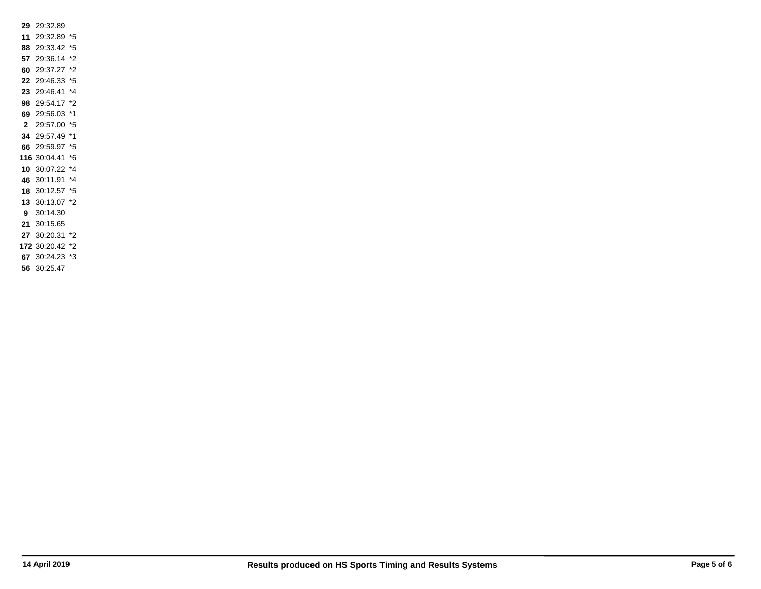| | | |
|---|---|---|
| **29** | 29:32.89 | |
| **11** | 29:32.89 | *5 |
| **88** | 29:33.42 | *5 |
| **57** | 29:36.14 | *2 |
| **60** | 29:37.27 | *2 |
| **22** | 29:46.33 | *5 |
| **23** | 29:46.41 | *4 |
| **98** | 29:54.17 | *2 |
| **69** | 29:56.03 | *1 |
| **2** | 29:57.00 | *5 |
| **34** | 29:57.49 | *1 |
| **66** | 29:59.97 | *5 |
| **116** | 30:04.41 | *6 |
| **10** | 30:07.22 | *4 |
| **46** | 30:11.91 | *4 |
| **18** | 30:12.57 | *5 |
| **13** | 30:13.07 | *2 |
| **9** | 30:14.30 | |
| **21** | 30:15.65 | |
| **27** | 30:20.31 | *2 |
| **172** | 30:20.42 | *2 |
| **67** | 30:24.23 | *3 |
| **56** | 30:25.47 | |

**14 April 2019** **Results produced on HS Sports Timing and Results Systems**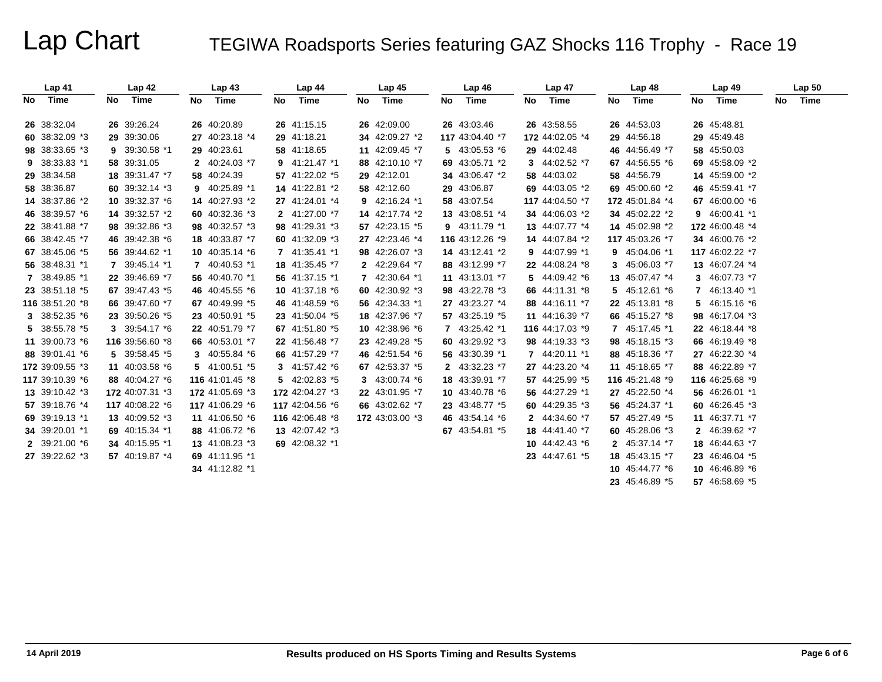# Lap Chart

## TEGIWA Roadsports Series featuring GAZ Shocks 116 Trophy - Race 19

| Lap 41 | | Lap 42 | | Lap 43 | | Lap 44 | | Lap 45 | | Lap 46 | | Lap 47 | | Lap 48 | | Lap 49 | | Lap 50 | |
|---|---|---|---|---|---|---|---|---|---|---|---|---|---|---|---|---|---|---|---|
| No | Time | No | Time | No | Time | No | Time | No | Time | No | Time | No | Time | No | Time | No | Time | No | Time |
| 26 | 38:32.04 | 26 | 39:26.24 | 26 | 40:20.89 | 26 | 41:15.15 | 26 | 42:09.00 | 26 | 43:03.46 | 26 | 43:58.55 | 26 | 44:53.03 | 26 | 45:48.81 | | |
| 60 | 38:32.09 *3 | 29 | 39:30.06 | 27 | 40:23.18 *4 | 29 | 41:18.21 | 34 | 42:09.27 *2 | 117 | 43:04.40 *7 | 172 | 44:02.05 *4 | 29 | 44:56.18 | 29 | 45:49.48 | | |
| 98 | 38:33.65 *3 | 9 | 39:30.58 *1 | 29 | 40:23.61 | 58 | 41:18.65 | 11 | 42:09.45 *7 | 5 | 43:05.53 *6 | 29 | 44:02.48 | 46 | 44:56.49 *7 | 58 | 45:50.03 | | |
| 9 | 38:33.83 *1 | 58 | 39:31.05 | 2 | 40:24.03 *7 | 9 | 41:21.47 *1 | 88 | 42:10.10 *7 | 69 | 43:05.71 *2 | 3 | 44:02.52 *7 | 67 | 44:56.55 *6 | 69 | 45:58.09 *2 | | |
| 29 | 38:34.58 | 18 | 39:31.47 *7 | 58 | 40:24.39 | 57 | 41:22.02 *5 | 29 | 42:12.01 | 34 | 43:06.47 *2 | 58 | 44:03.02 | 58 | 44:56.79 | 14 | 45:59.00 *2 | | |
| 58 | 38:36.87 | 60 | 39:32.14 *3 | 9 | 40:25.89 *1 | 14 | 41:22.81 *2 | 58 | 42:12.60 | 29 | 43:06.87 | 69 | 44:03.05 *2 | 69 | 45:00.60 *2 | 46 | 45:59.41 *7 | | |
| 14 | 38:37.86 *2 | 10 | 39:32.37 *6 | 14 | 40:27.93 *2 | 27 | 41:24.01 *4 | 9 | 42:16.24 *1 | 58 | 43:07.54 | 117 | 44:04.50 *7 | 172 | 45:01.84 *4 | 67 | 46:00.00 *6 | | |
| 46 | 38:39.57 *6 | 14 | 39:32.57 *2 | 60 | 40:32.36 *3 | 2 | 41:27.00 *7 | 14 | 42:17.74 *2 | 13 | 43:08.51 *4 | 34 | 44:06.03 *2 | 34 | 45:02.22 *2 | 9 | 46:00.41 *1 | | |
| 22 | 38:41.88 *7 | 98 | 39:32.86 *3 | 98 | 40:32.57 *3 | 98 | 41:29.31 *3 | 57 | 42:23.15 *5 | 9 | 43:11.79 *1 | 13 | 44:07.77 *4 | 14 | 45:02.98 *2 | 172 | 46:00.48 *4 | | |
| 66 | 38:42.45 *7 | 46 | 39:42.38 *6 | 18 | 40:33.87 *7 | 60 | 41:32.09 *3 | 27 | 42:23.46 *4 | 116 | 43:12.26 *9 | 14 | 44:07.84 *2 | 117 | 45:03.26 *7 | 34 | 46:00.76 *2 | | |
| 67 | 38:45.06 *5 | 56 | 39:44.62 *1 | 10 | 40:35.14 *6 | 7 | 41:35.41 *1 | 98 | 42:26.07 *3 | 14 | 43:12.41 *2 | 22 | 44:08.24 *8 | 9 | 45:04.06 *1 | 117 | 46:02.22 *7 | | |
| 56 | 38:48.31 *1 | 7 | 39:45.14 *1 | 7 | 40:40.53 *1 | 18 | 41:35.45 *7 | 2 | 42:29.64 *7 | 88 | 43:12.99 *7 | 5 | 44:09.42 *6 | 3 | 45:06.03 *7 | 13 | 46:07.24 *4 | | |
| 7 | 38:49.85 *1 | 22 | 39:46.69 *7 | 56 | 40:40.70 *1 | 56 | 41:37.15 *1 | 7 | 42:30.64 *1 | 11 | 43:13.01 *7 | 66 | 44:11.31 *8 | 13 | 45:07.47 *4 | 3 | 46:07.73 *7 | | |
| 23 | 38:51.18 *5 | 67 | 39:47.43 *5 | 46 | 40:45.55 *6 | 10 | 41:37.18 *6 | 60 | 42:30.92 *3 | 98 | 43:22.78 *3 | 88 | 44:16.11 *7 | 5 | 45:12.61 *6 | 7 | 46:13.40 *1 | | |
| 116 | 38:51.20 *8 | 66 | 39:47.60 *7 | 67 | 40:49.99 *5 | 46 | 41:48.59 *6 | 56 | 42:34.33 *1 | 27 | 43:23.27 *4 | 11 | 44:16.39 *7 | 22 | 45:13.81 *8 | 5 | 46:15.16 *6 | | |
| 3 | 38:52.35 *6 | 23 | 39:50.26 *5 | 23 | 40:50.91 *5 | 23 | 41:50.04 *5 | 18 | 42:37.96 *7 | 57 | 43:25.19 *5 | 116 | 44:17.03 *9 | 66 | 45:15.27 *8 | 98 | 46:17.04 *3 | | |
| 5 | 38:55.78 *5 | 3 | 39:54.17 *6 | 22 | 40:51.79 *7 | 67 | 41:51.80 *5 | 10 | 42:38.96 *6 | 7 | 43:25.42 *1 | 98 | 44:19.33 *3 | 7 | 45:17.45 *1 | 22 | 46:18.44 *8 | | |
| 11 | 39:00.73 *6 | 116 | 39:56.60 *8 | 66 | 40:53.01 *7 | 22 | 41:56.48 *7 | 23 | 42:49.28 *5 | 60 | 43:29.92 *3 | 7 | 44:20.11 *1 | 98 | 45:18.15 *3 | 66 | 46:19.49 *8 | | |
| 88 | 39:01.41 *6 | 5 | 39:58.45 *5 | 3 | 40:55.84 *6 | 66 | 41:57.29 *7 | 46 | 42:51.54 *6 | 56 | 43:30.39 *1 | 27 | 44:23.20 *4 | 88 | 45:18.36 *7 | 27 | 46:22.30 *4 | | |
| 172 | 39:09.55 *3 | 11 | 40:03.58 *6 | 5 | 41:00.51 *5 | 3 | 41:57.42 *6 | 67 | 42:53.37 *5 | 2 | 43:32.23 *7 | 57 | 44:25.99 *5 | 11 | 45:18.65 *7 | 88 | 46:22.89 *7 | | |
| 117 | 39:10.39 *6 | 88 | 40:04.27 *6 | 116 | 41:01.45 *8 | 5 | 42:02.83 *5 | 3 | 43:00.74 *6 | 18 | 43:39.91 *7 | 56 | 44:27.29 *1 | 116 | 45:21.48 *9 | 116 | 46:25.68 *9 | | |
| 13 | 39:10.42 *3 | 172 | 40:07.31 *3 | 172 | 41:05.69 *3 | 172 | 42:04.27 *3 | 22 | 43:01.95 *7 | 10 | 43:40.78 *6 | 60 | 44:29.35 *3 | 27 | 45:22.50 *4 | 56 | 46:26.01 *1 | | |
| 57 | 39:18.76 *4 | 117 | 40:08.22 *6 | 117 | 41:06.29 *6 | 117 | 42:04.56 *6 | 66 | 43:02.62 *7 | 23 | 43:48.77 *5 | 2 | 44:34.60 *7 | 56 | 45:24.37 *1 | 60 | 46:26.45 *3 | | |
| 69 | 39:19.13 *1 | 13 | 40:09.52 *3 | 11 | 41:06.50 *6 | 116 | 42:06.48 *8 | 172 | 43:03.00 *3 | 46 | 43:54.14 *6 | 18 | 44:41.40 *7 | 57 | 45:27.49 *5 | 11 | 46:37.71 *7 | | |
| 34 | 39:20.01 *1 | 69 | 40:15.34 *1 | 88 | 41:06.72 *6 | 13 | 42:07.42 *3 | | | 67 | 43:54.81 *5 | 10 | 44:42.43 *6 | 60 | 45:28.06 *3 | 2 | 46:39.62 *7 | | |
| 2 | 39:21.00 *6 | 34 | 40:15.95 *1 | 13 | 41:08.23 *3 | 69 | 42:08.32 *1 | | | | | 23 | 44:47.61 *5 | 2 | 45:37.14 *7 | 18 | 46:44.63 *7 | | |
| 27 | 39:22.62 *3 | 57 | 40:19.87 *4 | 69 | 41:11.95 *1 | | | | | | | | | 18 | 45:43.15 *7 | 23 | 46:46.04 *5 | | |
| | | | | 34 | 41:12.82 *1 | | | | | | | | | 10 | 45:44.77 *6 | 10 | 46:46.89 *6 | | |
| | | | | | | | | | | | | | | 23 | 45:46.89 *5 | 57 | 46:58.69 *5 | | |

14 April 2019

Results produced on HS Sports Timing and Results Systems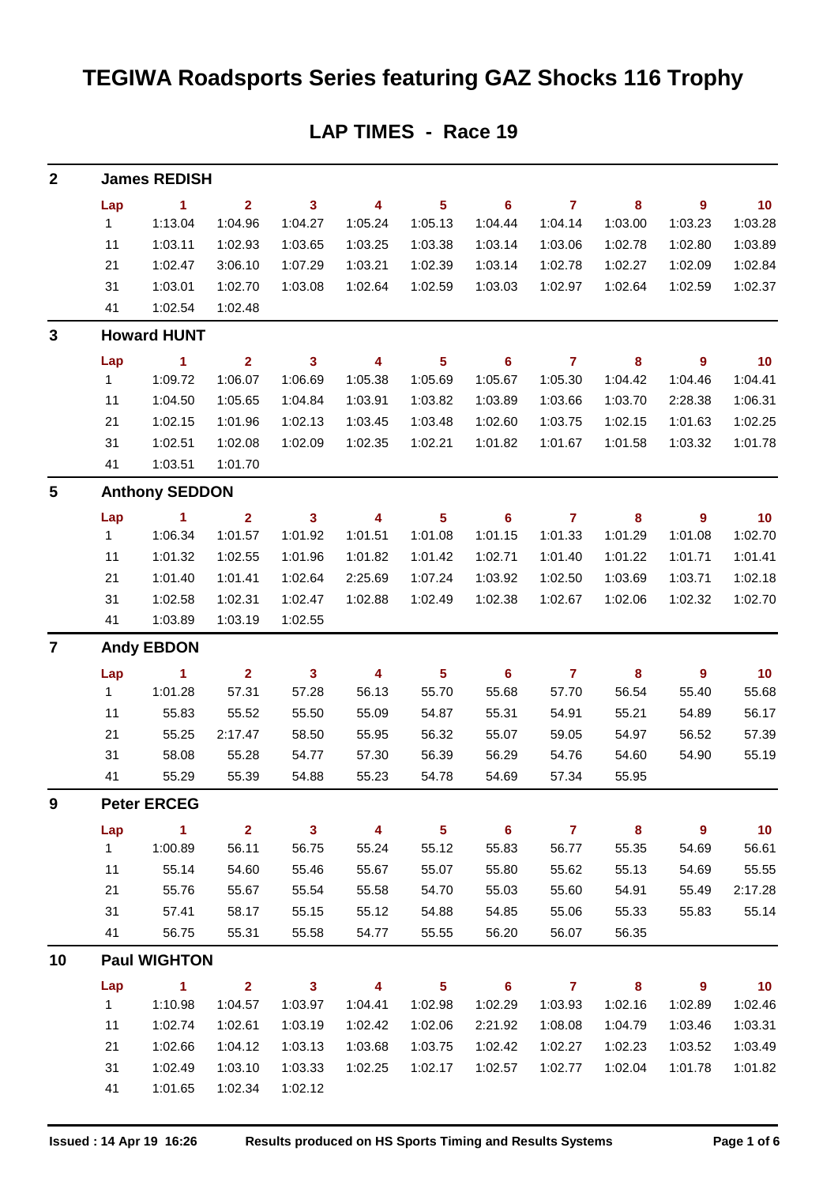# TEGIWA Roadsports Series featuring GAZ Shocks 116 Trophy

## LAP TIMES - Race 19

### 2 James REDISH

| Lap | 1 | 2 | 3 | 4 | 5 | 6 | 7 | 8 | 9 | 10 |
|---|---|---|---|---|---|---|---|---|---|---|
| 1 | 1:13.04 | 1:04.96 | 1:04.27 | 1:05.24 | 1:05.13 | 1:04.44 | 1:04.14 | 1:03.00 | 1:03.23 | 1:03.28 |
| 11 | 1:03.11 | 1:02.93 | 1:03.65 | 1:03.25 | 1:03.38 | 1:03.14 | 1:03.06 | 1:02.78 | 1:02.80 | 1:03.89 |
| 21 | 1:02.47 | 3:06.10 | 1:07.29 | 1:03.21 | 1:02.39 | 1:03.14 | 1:02.78 | 1:02.27 | 1:02.09 | 1:02.84 |
| 31 | 1:03.01 | 1:02.70 | 1:03.08 | 1:02.64 | 1:02.59 | 1:03.03 | 1:02.97 | 1:02.64 | 1:02.59 | 1:02.37 |
| 41 | 1:02.54 | 1:02.48 | | | | | | | | |

### 3 Howard HUNT

| Lap | 1 | 2 | 3 | 4 | 5 | 6 | 7 | 8 | 9 | 10 |
|---|---|---|---|---|---|---|---|---|---|---|
| 1 | 1:09.72 | 1:06.07 | 1:06.69 | 1:05.38 | 1:05.69 | 1:05.67 | 1:05.30 | 1:04.42 | 1:04.46 | 1:04.41 |
| 11 | 1:04.50 | 1:05.65 | 1:04.84 | 1:03.91 | 1:03.82 | 1:03.89 | 1:03.66 | 1:03.70 | 2:28.38 | 1:06.31 |
| 21 | 1:02.15 | 1:01.96 | 1:02.13 | 1:03.45 | 1:03.48 | 1:02.60 | 1:03.75 | 1:02.15 | 1:01.63 | 1:02.25 |
| 31 | 1:02.51 | 1:02.08 | 1:02.09 | 1:02.35 | 1:02.21 | 1:01.82 | 1:01.67 | 1:01.58 | 1:03.32 | 1:01.78 |
| 41 | 1:03.51 | 1:01.70 | | | | | | | | |

### 5 Anthony SEDDON

| Lap | 1 | 2 | 3 | 4 | 5 | 6 | 7 | 8 | 9 | 10 |
|---|---|---|---|---|---|---|---|---|---|---|
| 1 | 1:06.34 | 1:01.57 | 1:01.92 | 1:01.51 | 1:01.08 | 1:01.15 | 1:01.33 | 1:01.29 | 1:01.08 | 1:02.70 |
| 11 | 1:01.32 | 1:02.55 | 1:01.96 | 1:01.82 | 1:01.42 | 1:02.71 | 1:01.40 | 1:01.22 | 1:01.71 | 1:01.41 |
| 21 | 1:01.40 | 1:01.41 | 1:02.64 | 2:25.69 | 1:07.24 | 1:03.92 | 1:02.50 | 1:03.69 | 1:03.71 | 1:02.18 |
| 31 | 1:02.58 | 1:02.31 | 1:02.47 | 1:02.88 | 1:02.49 | 1:02.38 | 1:02.67 | 1:02.06 | 1:02.32 | 1:02.70 |
| 41 | 1:03.89 | 1:03.19 | 1:02.55 | | | | | | | |

### 7 Andy EBDON

| Lap | 1 | 2 | 3 | 4 | 5 | 6 | 7 | 8 | 9 | 10 |
|---|---|---|---|---|---|---|---|---|---|---|
| 1 | 1:01.28 | 57.31 | 57.28 | 56.13 | 55.70 | 55.68 | 57.70 | 56.54 | 55.40 | 55.68 |
| 11 | 55.83 | 55.52 | 55.50 | 55.09 | 54.87 | 55.31 | 54.91 | 55.21 | 54.89 | 56.17 |
| 21 | 55.25 | 2:17.47 | 58.50 | 55.95 | 56.32 | 55.07 | 59.05 | 54.97 | 56.52 | 57.39 |
| 31 | 58.08 | 55.28 | 54.77 | 57.30 | 56.39 | 56.29 | 54.76 | 54.60 | 54.90 | 55.19 |
| 41 | 55.29 | 55.39 | 54.88 | 55.23 | 54.78 | 54.69 | 57.34 | 55.95 | | |

### 9 Peter ERCEG

| Lap | 1 | 2 | 3 | 4 | 5 | 6 | 7 | 8 | 9 | 10 |
|---|---|---|---|---|---|---|---|---|---|---|
| 1 | 1:00.89 | 56.11 | 56.75 | 55.24 | 55.12 | 55.83 | 56.77 | 55.35 | 54.69 | 56.61 |
| 11 | 55.14 | 54.60 | 55.46 | 55.67 | 55.07 | 55.80 | 55.62 | 55.13 | 54.69 | 55.55 |
| 21 | 55.76 | 55.67 | 55.54 | 55.58 | 54.70 | 55.03 | 55.60 | 54.91 | 55.49 | 2:17.28 |
| 31 | 57.41 | 58.17 | 55.15 | 55.12 | 54.88 | 54.85 | 55.06 | 55.33 | 55.83 | 55.14 |
| 41 | 56.75 | 55.31 | 55.58 | 54.77 | 55.55 | 56.20 | 56.07 | 56.35 | | |

### 10 Paul WIGHTON

| Lap | 1 | 2 | 3 | 4 | 5 | 6 | 7 | 8 | 9 | 10 |
|---|---|---|---|---|---|---|---|---|---|---|
| 1 | 1:10.98 | 1:04.57 | 1:03.97 | 1:04.41 | 1:02.98 | 1:02.29 | 1:03.93 | 1:02.16 | 1:02.89 | 1:02.46 |
| 11 | 1:02.74 | 1:02.61 | 1:03.19 | 1:02.42 | 1:02.06 | 2:21.92 | 1:08.08 | 1:04.79 | 1:03.46 | 1:03.31 |
| 21 | 1:02.66 | 1:04.12 | 1:03.13 | 1:03.68 | 1:03.75 | 1:02.42 | 1:02.27 | 1:02.23 | 1:03.52 | 1:03.49 |
| 31 | 1:02.49 | 1:03.10 | 1:03.33 | 1:02.25 | 1:02.17 | 1:02.57 | 1:02.77 | 1:02.04 | 1:01.78 | 1:01.82 |
| 41 | 1:01.65 | 1:02.34 | 1:02.12 | | | | | | | |

**Issued : 14 Apr 19 16:26** **Results produced on HS Sports Timing and Results Systems**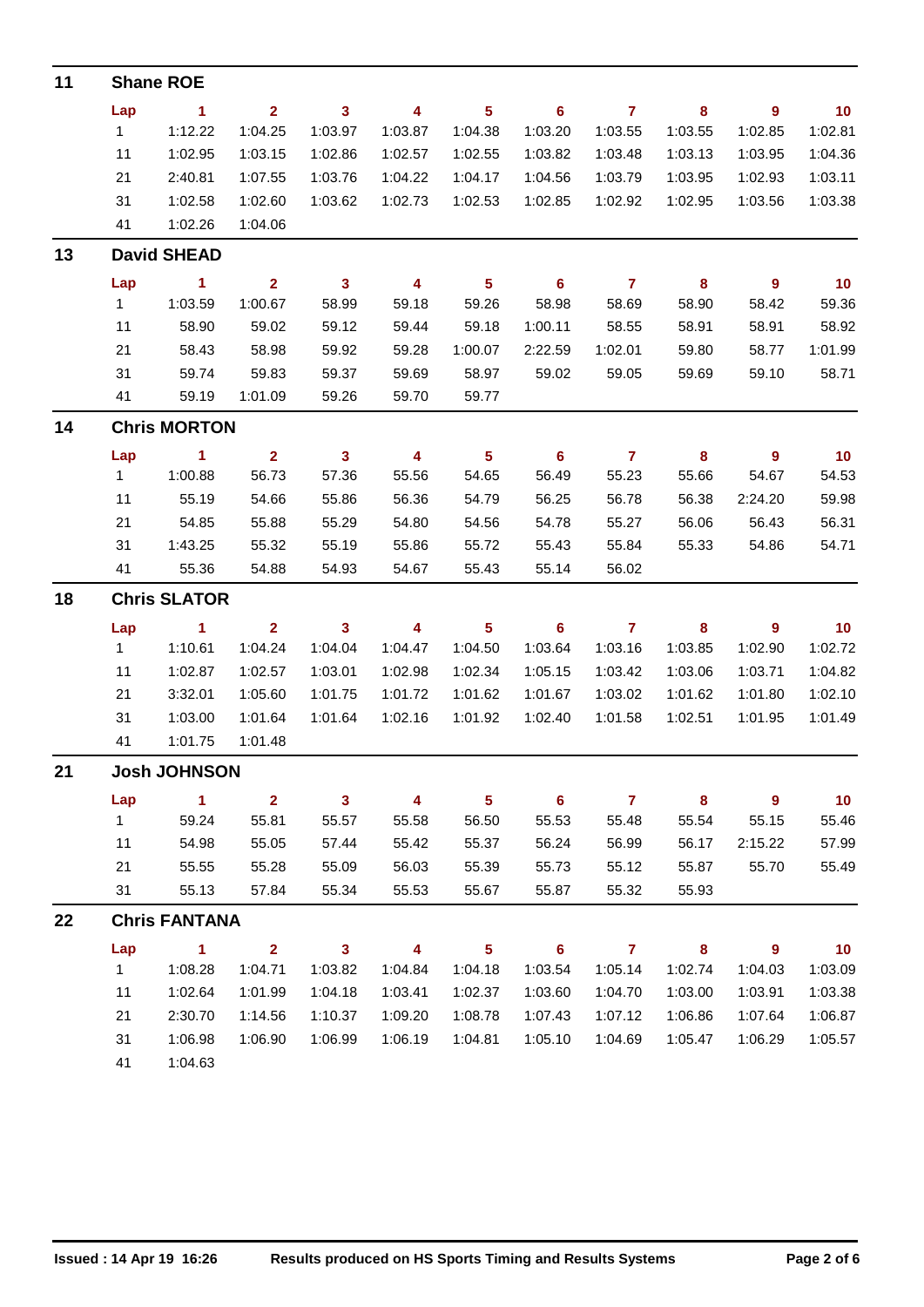## 11 Shane ROE

| Lap | 1 | 2 | 3 | 4 | 5 | 6 | 7 | 8 | 9 | 10 |
|---|---|---|---|---|---|---|---|---|---|---|
| 1 | 1:12.22 | 1:04.25 | 1:03.97 | 1:03.87 | 1:04.38 | 1:03.20 | 1:03.55 | 1:03.55 | 1:02.85 | 1:02.81 |
| 11 | 1:02.95 | 1:03.15 | 1:02.86 | 1:02.57 | 1:02.55 | 1:03.82 | 1:03.48 | 1:03.13 | 1:03.95 | 1:04.36 |
| 21 | 2:40.81 | 1:07.55 | 1:03.76 | 1:04.22 | 1:04.17 | 1:04.56 | 1:03.79 | 1:03.95 | 1:02.93 | 1:03.11 |
| 31 | 1:02.58 | 1:02.60 | 1:03.62 | 1:02.73 | 1:02.53 | 1:02.85 | 1:02.92 | 1:02.95 | 1:03.56 | 1:03.38 |
| 41 | 1:02.26 | 1:04.06 | | | | | | | | |

## 13 David SHEAD

| Lap | 1 | 2 | 3 | 4 | 5 | 6 | 7 | 8 | 9 | 10 |
|---|---|---|---|---|---|---|---|---|---|---|
| 1 | 1:03.59 | 1:00.67 | 58.99 | 59.18 | 59.26 | 58.98 | 58.69 | 58.90 | 58.42 | 59.36 |
| 11 | 58.90 | 59.02 | 59.12 | 59.44 | 59.18 | 1:00.11 | 58.55 | 58.91 | 58.91 | 58.92 |
| 21 | 58.43 | 58.98 | 59.92 | 59.28 | 1:00.07 | 2:22.59 | 1:02.01 | 59.80 | 58.77 | 1:01.99 |
| 31 | 59.74 | 59.83 | 59.37 | 59.69 | 58.97 | 59.02 | 59.05 | 59.69 | 59.10 | 58.71 |
| 41 | 59.19 | 1:01.09 | 59.26 | 59.70 | 59.77 | | | | | |

## 14 Chris MORTON

| Lap | 1 | 2 | 3 | 4 | 5 | 6 | 7 | 8 | 9 | 10 |
|---|---|---|---|---|---|---|---|---|---|---|
| 1 | 1:00.88 | 56.73 | 57.36 | 55.56 | 54.65 | 56.49 | 55.23 | 55.66 | 54.67 | 54.53 |
| 11 | 55.19 | 54.66 | 55.86 | 56.36 | 54.79 | 56.25 | 56.78 | 56.38 | 2:24.20 | 59.98 |
| 21 | 54.85 | 55.88 | 55.29 | 54.80 | 54.56 | 54.78 | 55.27 | 56.06 | 56.43 | 56.31 |
| 31 | 1:43.25 | 55.32 | 55.19 | 55.86 | 55.72 | 55.43 | 55.84 | 55.33 | 54.86 | 54.71 |
| 41 | 55.36 | 54.88 | 54.93 | 54.67 | 55.43 | 55.14 | 56.02 | | | |

## 18 Chris SLATOR

| Lap | 1 | 2 | 3 | 4 | 5 | 6 | 7 | 8 | 9 | 10 |
|---|---|---|---|---|---|---|---|---|---|---|
| 1 | 1:10.61 | 1:04.24 | 1:04.04 | 1:04.47 | 1:04.50 | 1:03.64 | 1:03.16 | 1:03.85 | 1:02.90 | 1:02.72 |
| 11 | 1:02.87 | 1:02.57 | 1:03.01 | 1:02.98 | 1:02.34 | 1:05.15 | 1:03.42 | 1:03.06 | 1:03.71 | 1:04.82 |
| 21 | 3:32.01 | 1:05.60 | 1:01.75 | 1:01.72 | 1:01.62 | 1:01.67 | 1:03.02 | 1:01.62 | 1:01.80 | 1:02.10 |
| 31 | 1:03.00 | 1:01.64 | 1:01.64 | 1:02.16 | 1:01.92 | 1:02.40 | 1:01.58 | 1:02.51 | 1:01.95 | 1:01.49 |
| 41 | 1:01.75 | 1:01.48 | | | | | | | | |

## 21 Josh JOHNSON

| Lap | 1 | 2 | 3 | 4 | 5 | 6 | 7 | 8 | 9 | 10 |
|---|---|---|---|---|---|---|---|---|---|---|
| 1 | 59.24 | 55.81 | 55.57 | 55.58 | 56.50 | 55.53 | 55.48 | 55.54 | 55.15 | 55.46 |
| 11 | 54.98 | 55.05 | 57.44 | 55.42 | 55.37 | 56.24 | 56.99 | 56.17 | 2:15.22 | 57.99 |
| 21 | 55.55 | 55.28 | 55.09 | 56.03 | 55.39 | 55.73 | 55.12 | 55.87 | 55.70 | 55.49 |
| 31 | 55.13 | 57.84 | 55.34 | 55.53 | 55.67 | 55.87 | 55.32 | 55.93 | | |

## 22 Chris FANTANA

| Lap | 1 | 2 | 3 | 4 | 5 | 6 | 7 | 8 | 9 | 10 |
|---|---|---|---|---|---|---|---|---|---|---|
| 1 | 1:08.28 | 1:04.71 | 1:03.82 | 1:04.84 | 1:04.18 | 1:03.54 | 1:05.14 | 1:02.74 | 1:04.03 | 1:03.09 |
| 11 | 1:02.64 | 1:01.99 | 1:04.18 | 1:03.41 | 1:02.37 | 1:03.60 | 1:04.70 | 1:03.00 | 1:03.91 | 1:03.38 |
| 21 | 2:30.70 | 1:14.56 | 1:10.37 | 1:09.20 | 1:08.78 | 1:07.43 | 1:07.12 | 1:06.86 | 1:07.64 | 1:06.87 |
| 31 | 1:06.98 | 1:06.90 | 1:06.99 | 1:06.19 | 1:04.81 | 1:05.10 | 1:04.69 | 1:05.47 | 1:06.29 | 1:05.57 |
| 41 | 1:04.63 | | | | | | | | | |

Issued : 14 Apr 19 16:26 Results produced on HS Sports Timing and Results Systems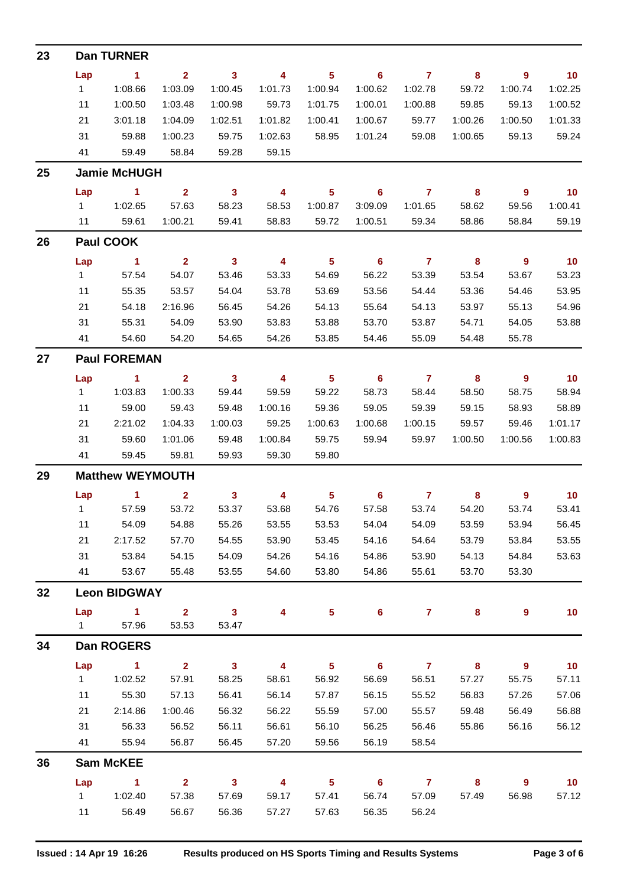## 23 Dan TURNER

| Lap | 1 | 2 | 3 | 4 | 5 | 6 | 7 | 8 | 9 | 10 |
|---|---|---|---|---|---|---|---|---|---|---|
| 1 | 1:08.66 | 1:03.09 | 1:00.45 | 1:01.73 | 1:00.94 | 1:00.62 | 1:02.78 | 59.72 | 1:00.74 | 1:02.25 |
| 11 | 1:00.50 | 1:03.48 | 1:00.98 | 59.73 | 1:01.75 | 1:00.01 | 1:00.88 | 59.85 | 59.13 | 1:00.52 |
| 21 | 3:01.18 | 1:04.09 | 1:02.51 | 1:01.82 | 1:00.41 | 1:00.67 | 59.77 | 1:00.26 | 1:00.50 | 1:01.33 |
| 31 | 59.88 | 1:00.23 | 59.75 | 1:02.63 | 58.95 | 1:01.24 | 59.08 | 1:00.65 | 59.13 | 59.24 |
| 41 | 59.49 | 58.84 | 59.28 | 59.15 | | | | | | |

## 25 Jamie McHUGH

| Lap | 1 | 2 | 3 | 4 | 5 | 6 | 7 | 8 | 9 | 10 |
|---|---|---|---|---|---|---|---|---|---|---|
| 1 | 1:02.65 | 57.63 | 58.23 | 58.53 | 1:00.87 | 3:09.09 | 1:01.65 | 58.62 | 59.56 | 1:00.41 |
| 11 | 59.61 | 1:00.21 | 59.41 | 58.83 | 59.72 | 1:00.51 | 59.34 | 58.86 | 58.84 | 59.19 |

## 26 Paul COOK

| Lap | 1 | 2 | 3 | 4 | 5 | 6 | 7 | 8 | 9 | 10 |
|---|---|---|---|---|---|---|---|---|---|---|
| 1 | 57.54 | 54.07 | 53.46 | 53.33 | 54.69 | 56.22 | 53.39 | 53.54 | 53.67 | 53.23 |
| 11 | 55.35 | 53.57 | 54.04 | 53.78 | 53.69 | 53.56 | 54.44 | 53.36 | 54.46 | 53.95 |
| 21 | 54.18 | 2:16.96 | 56.45 | 54.26 | 54.13 | 55.64 | 54.13 | 53.97 | 55.13 | 54.96 |
| 31 | 55.31 | 54.09 | 53.90 | 53.83 | 53.88 | 53.70 | 53.87 | 54.71 | 54.05 | 53.88 |
| 41 | 54.60 | 54.20 | 54.65 | 54.26 | 53.85 | 54.46 | 55.09 | 54.48 | 55.78 | |

## 27 Paul FOREMAN

| Lap | 1 | 2 | 3 | 4 | 5 | 6 | 7 | 8 | 9 | 10 |
|---|---|---|---|---|---|---|---|---|---|---|
| 1 | 1:03.83 | 1:00.33 | 59.44 | 59.59 | 59.22 | 58.73 | 58.44 | 58.50 | 58.75 | 58.94 |
| 11 | 59.00 | 59.43 | 59.48 | 1:00.16 | 59.36 | 59.05 | 59.39 | 59.15 | 58.93 | 58.89 |
| 21 | 2:21.02 | 1:04.33 | 1:00.03 | 59.25 | 1:00.63 | 1:00.68 | 1:00.15 | 59.57 | 59.46 | 1:01.17 |
| 31 | 59.60 | 1:01.06 | 59.48 | 1:00.84 | 59.75 | 59.94 | 59.97 | 1:00.50 | 1:00.56 | 1:00.83 |
| 41 | 59.45 | 59.81 | 59.93 | 59.30 | 59.80 | | | | | |

## 29 Matthew WEYMOUTH

| Lap | 1 | 2 | 3 | 4 | 5 | 6 | 7 | 8 | 9 | 10 |
|---|---|---|---|---|---|---|---|---|---|---|
| 1 | 57.59 | 53.72 | 53.37 | 53.68 | 54.76 | 57.58 | 53.74 | 54.20 | 53.74 | 53.41 |
| 11 | 54.09 | 54.88 | 55.26 | 53.55 | 53.53 | 54.04 | 54.09 | 53.59 | 53.94 | 56.45 |
| 21 | 2:17.52 | 57.70 | 54.55 | 53.90 | 53.45 | 54.16 | 54.64 | 53.79 | 53.84 | 53.55 |
| 31 | 53.84 | 54.15 | 54.09 | 54.26 | 54.16 | 54.86 | 53.90 | 54.13 | 54.84 | 53.63 |
| 41 | 53.67 | 55.48 | 53.55 | 54.60 | 53.80 | 54.86 | 55.61 | 53.70 | 53.30 | |

## 32 Leon BIDGWAY

| Lap | 1 | 2 | 3 | 4 | 5 | 6 | 7 | 8 | 9 | 10 |
|---|---|---|---|---|---|---|---|---|---|---|
| 1 | 57.96 | 53.53 | 53.47 | | | | | | | |

## 34 Dan ROGERS

| Lap | 1 | 2 | 3 | 4 | 5 | 6 | 7 | 8 | 9 | 10 |
|---|---|---|---|---|---|---|---|---|---|---|
| 1 | 1:02.52 | 57.91 | 58.25 | 58.61 | 56.92 | 56.69 | 56.51 | 57.27 | 55.75 | 57.11 |
| 11 | 55.30 | 57.13 | 56.41 | 56.14 | 57.87 | 56.15 | 55.52 | 56.83 | 57.26 | 57.06 |
| 21 | 2:14.86 | 1:00.46 | 56.32 | 56.22 | 55.59 | 57.00 | 55.57 | 59.48 | 56.49 | 56.88 |
| 31 | 56.33 | 56.52 | 56.11 | 56.61 | 56.10 | 56.25 | 56.46 | 55.86 | 56.16 | 56.12 |
| 41 | 55.94 | 56.87 | 56.45 | 57.20 | 59.56 | 56.19 | 58.54 | | | |

## 36 Sam McKEE

| Lap | 1 | 2 | 3 | 4 | 5 | 6 | 7 | 8 | 9 | 10 |
|---|---|---|---|---|---|---|---|---|---|---|
| 1 | 1:02.40 | 57.38 | 57.69 | 59.17 | 57.41 | 56.74 | 57.09 | 57.49 | 56.98 | 57.12 |
| 11 | 56.49 | 56.67 | 56.36 | 57.27 | 57.63 | 56.35 | 56.24 | | | |

**Issued : 14 Apr 19 16:26** **Results produced on HS Sports Timing and Results Systems**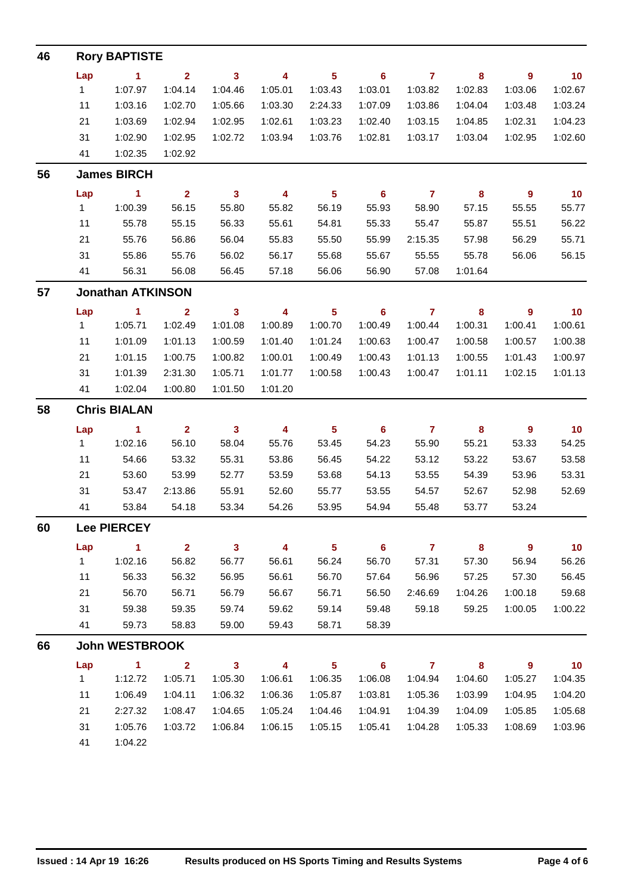## 46 Rory BAPTISTE

| Lap | 1 | 2 | 3 | 4 | 5 | 6 | 7 | 8 | 9 | 10 |
|---|---|---|---|---|---|---|---|---|---|---|
| 1 | 1:07.97 | 1:04.14 | 1:04.46 | 1:05.01 | 1:03.43 | 1:03.01 | 1:03.82 | 1:02.83 | 1:03.06 | 1:02.67 |
| 11 | 1:03.16 | 1:02.70 | 1:05.66 | 1:03.30 | 2:24.33 | 1:07.09 | 1:03.86 | 1:04.04 | 1:03.48 | 1:03.24 |
| 21 | 1:03.69 | 1:02.94 | 1:02.95 | 1:02.61 | 1:03.23 | 1:02.40 | 1:03.15 | 1:04.85 | 1:02.31 | 1:04.23 |
| 31 | 1:02.90 | 1:02.95 | 1:02.72 | 1:03.94 | 1:03.76 | 1:02.81 | 1:03.17 | 1:03.04 | 1:02.95 | 1:02.60 |
| 41 | 1:02.35 | 1:02.92 | | | | | | | | |

## 56 James BIRCH

| Lap | 1 | 2 | 3 | 4 | 5 | 6 | 7 | 8 | 9 | 10 |
|---|---|---|---|---|---|---|---|---|---|---|
| 1 | 1:00.39 | 56.15 | 55.80 | 55.82 | 56.19 | 55.93 | 58.90 | 57.15 | 55.55 | 55.77 |
| 11 | 55.78 | 55.15 | 56.33 | 55.61 | 54.81 | 55.33 | 55.47 | 55.87 | 55.51 | 56.22 |
| 21 | 55.76 | 56.86 | 56.04 | 55.83 | 55.50 | 55.99 | 2:15.35 | 57.98 | 56.29 | 55.71 |
| 31 | 55.86 | 55.76 | 56.02 | 56.17 | 55.68 | 55.67 | 55.55 | 55.78 | 56.06 | 56.15 |
| 41 | 56.31 | 56.08 | 56.45 | 57.18 | 56.06 | 56.90 | 57.08 | 1:01.64 | | |

## 57 Jonathan ATKINSON

| Lap | 1 | 2 | 3 | 4 | 5 | 6 | 7 | 8 | 9 | 10 |
|---|---|---|---|---|---|---|---|---|---|---|
| 1 | 1:05.71 | 1:02.49 | 1:01.08 | 1:00.89 | 1:00.70 | 1:00.49 | 1:00.44 | 1:00.31 | 1:00.41 | 1:00.61 |
| 11 | 1:01.09 | 1:01.13 | 1:00.59 | 1:01.40 | 1:01.24 | 1:00.63 | 1:00.47 | 1:00.58 | 1:00.57 | 1:00.38 |
| 21 | 1:01.15 | 1:00.75 | 1:00.82 | 1:00.01 | 1:00.49 | 1:00.43 | 1:01.13 | 1:00.55 | 1:01.43 | 1:00.97 |
| 31 | 1:01.39 | 2:31.30 | 1:05.71 | 1:01.77 | 1:00.58 | 1:00.43 | 1:00.47 | 1:01.11 | 1:02.15 | 1:01.13 |
| 41 | 1:02.04 | 1:00.80 | 1:01.50 | 1:01.20 | | | | | | |

## 58 Chris BIALAN

| Lap | 1 | 2 | 3 | 4 | 5 | 6 | 7 | 8 | 9 | 10 |
|---|---|---|---|---|---|---|---|---|---|---|
| 1 | 1:02.16 | 56.10 | 58.04 | 55.76 | 53.45 | 54.23 | 55.90 | 55.21 | 53.33 | 54.25 |
| 11 | 54.66 | 53.32 | 55.31 | 53.86 | 56.45 | 54.22 | 53.12 | 53.22 | 53.67 | 53.58 |
| 21 | 53.60 | 53.99 | 52.77 | 53.59 | 53.68 | 54.13 | 53.55 | 54.39 | 53.96 | 53.31 |
| 31 | 53.47 | 2:13.86 | 55.91 | 52.60 | 55.77 | 53.55 | 54.57 | 52.67 | 52.98 | 52.69 |
| 41 | 53.84 | 54.18 | 53.34 | 54.26 | 53.95 | 54.94 | 55.48 | 53.77 | 53.24 | |

## 60 Lee PIERCEY

| Lap | 1 | 2 | 3 | 4 | 5 | 6 | 7 | 8 | 9 | 10 |
|---|---|---|---|---|---|---|---|---|---|---|
| 1 | 1:02.16 | 56.82 | 56.77 | 56.61 | 56.24 | 56.70 | 57.31 | 57.30 | 56.94 | 56.26 |
| 11 | 56.33 | 56.32 | 56.95 | 56.61 | 56.70 | 57.64 | 56.96 | 57.25 | 57.30 | 56.45 |
| 21 | 56.70 | 56.71 | 56.79 | 56.67 | 56.71 | 56.50 | 2:46.69 | 1:04.26 | 1:00.18 | 59.68 |
| 31 | 59.38 | 59.35 | 59.74 | 59.62 | 59.14 | 59.48 | 59.18 | 59.25 | 1:00.05 | 1:00.22 |
| 41 | 59.73 | 58.83 | 59.00 | 59.43 | 58.71 | 58.39 | | | | |

## 66 John WESTBROOK

| Lap | 1 | 2 | 3 | 4 | 5 | 6 | 7 | 8 | 9 | 10 |
|---|---|---|---|---|---|---|---|---|---|---|
| 1 | 1:12.72 | 1:05.71 | 1:05.30 | 1:06.61 | 1:06.35 | 1:06.08 | 1:04.94 | 1:04.60 | 1:05.27 | 1:04.35 |
| 11 | 1:06.49 | 1:04.11 | 1:06.32 | 1:06.36 | 1:05.87 | 1:03.81 | 1:05.36 | 1:03.99 | 1:04.95 | 1:04.20 |
| 21 | 2:27.32 | 1:08.47 | 1:04.65 | 1:05.24 | 1:04.46 | 1:04.91 | 1:04.39 | 1:04.09 | 1:05.85 | 1:05.68 |
| 31 | 1:05.76 | 1:03.72 | 1:06.84 | 1:06.15 | 1:05.15 | 1:05.41 | 1:04.28 | 1:05.33 | 1:08.69 | 1:03.96 |
| 41 | 1:04.22 | | | | | | | | | |

**Issued : 14 Apr 19 16:26** **Results produced on HS Sports Timing and Results Systems**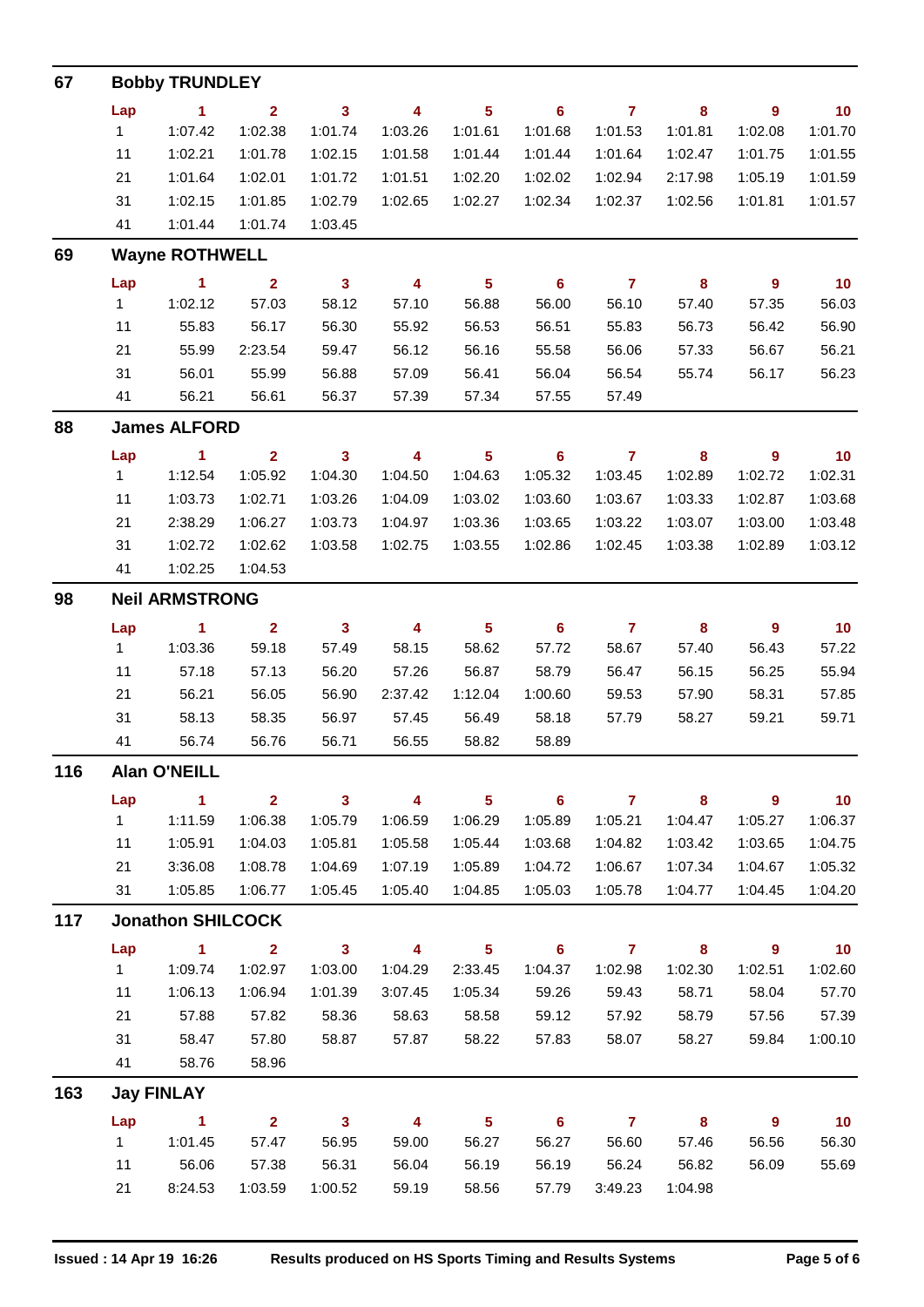## 67 Bobby TRUNDLEY

| Lap | 1 | 2 | 3 | 4 | 5 | 6 | 7 | 8 | 9 | 10 |
|---|---|---|---|---|---|---|---|---|---|---|
| 1 | 1:07.42 | 1:02.38 | 1:01.74 | 1:03.26 | 1:01.61 | 1:01.68 | 1:01.53 | 1:01.81 | 1:02.08 | 1:01.70 |
| 11 | 1:02.21 | 1:01.78 | 1:02.15 | 1:01.58 | 1:01.44 | 1:01.44 | 1:01.64 | 1:02.47 | 1:01.75 | 1:01.55 |
| 21 | 1:01.64 | 1:02.01 | 1:01.72 | 1:01.51 | 1:02.20 | 1:02.02 | 1:02.94 | 2:17.98 | 1:05.19 | 1:01.59 |
| 31 | 1:02.15 | 1:01.85 | 1:02.79 | 1:02.65 | 1:02.27 | 1:02.34 | 1:02.37 | 1:02.56 | 1:01.81 | 1:01.57 |
| 41 | 1:01.44 | 1:01.74 | 1:03.45 | | | | | | | |

## 69 Wayne ROTHWELL

| Lap | 1 | 2 | 3 | 4 | 5 | 6 | 7 | 8 | 9 | 10 |
|---|---|---|---|---|---|---|---|---|---|---|
| 1 | 1:02.12 | 57.03 | 58.12 | 57.10 | 56.88 | 56.00 | 56.10 | 57.40 | 57.35 | 56.03 |
| 11 | 55.83 | 56.17 | 56.30 | 55.92 | 56.53 | 56.51 | 55.83 | 56.73 | 56.42 | 56.90 |
| 21 | 55.99 | 2:23.54 | 59.47 | 56.12 | 56.16 | 55.58 | 56.06 | 57.33 | 56.67 | 56.21 |
| 31 | 56.01 | 55.99 | 56.88 | 57.09 | 56.41 | 56.04 | 56.54 | 55.74 | 56.17 | 56.23 |
| 41 | 56.21 | 56.61 | 56.37 | 57.39 | 57.34 | 57.55 | 57.49 | | | |

## 88 James ALFORD

| Lap | 1 | 2 | 3 | 4 | 5 | 6 | 7 | 8 | 9 | 10 |
|---|---|---|---|---|---|---|---|---|---|---|
| 1 | 1:12.54 | 1:05.92 | 1:04.30 | 1:04.50 | 1:04.63 | 1:05.32 | 1:03.45 | 1:02.89 | 1:02.72 | 1:02.31 |
| 11 | 1:03.73 | 1:02.71 | 1:03.26 | 1:04.09 | 1:03.02 | 1:03.60 | 1:03.67 | 1:03.33 | 1:02.87 | 1:03.68 |
| 21 | 2:38.29 | 1:06.27 | 1:03.73 | 1:04.97 | 1:03.36 | 1:03.65 | 1:03.22 | 1:03.07 | 1:03.00 | 1:03.48 |
| 31 | 1:02.72 | 1:02.62 | 1:03.58 | 1:02.75 | 1:03.55 | 1:02.86 | 1:02.45 | 1:03.38 | 1:02.89 | 1:03.12 |
| 41 | 1:02.25 | 1:04.53 | | | | | | | | |

## 98 Neil ARMSTRONG

| Lap | 1 | 2 | 3 | 4 | 5 | 6 | 7 | 8 | 9 | 10 |
|---|---|---|---|---|---|---|---|---|---|---|
| 1 | 1:03.36 | 59.18 | 57.49 | 58.15 | 58.62 | 57.72 | 58.67 | 57.40 | 56.43 | 57.22 |
| 11 | 57.18 | 57.13 | 56.20 | 57.26 | 56.87 | 58.79 | 56.47 | 56.15 | 56.25 | 55.94 |
| 21 | 56.21 | 56.05 | 56.90 | 2:37.42 | 1:12.04 | 1:00.60 | 59.53 | 57.90 | 58.31 | 57.85 |
| 31 | 58.13 | 58.35 | 56.97 | 57.45 | 56.49 | 58.18 | 57.79 | 58.27 | 59.21 | 59.71 |
| 41 | 56.74 | 56.76 | 56.71 | 56.55 | 58.82 | 58.89 | | | | |

## 116 Alan O'NEILL

| Lap | 1 | 2 | 3 | 4 | 5 | 6 | 7 | 8 | 9 | 10 |
|---|---|---|---|---|---|---|---|---|---|---|
| 1 | 1:11.59 | 1:06.38 | 1:05.79 | 1:06.59 | 1:06.29 | 1:05.89 | 1:05.21 | 1:04.47 | 1:05.27 | 1:06.37 |
| 11 | 1:05.91 | 1:04.03 | 1:05.81 | 1:05.58 | 1:05.44 | 1:03.68 | 1:04.82 | 1:03.42 | 1:03.65 | 1:04.75 |
| 21 | 3:36.08 | 1:08.78 | 1:04.69 | 1:07.19 | 1:05.89 | 1:04.72 | 1:06.67 | 1:07.34 | 1:04.67 | 1:05.32 |
| 31 | 1:05.85 | 1:06.77 | 1:05.45 | 1:05.40 | 1:04.85 | 1:05.03 | 1:05.78 | 1:04.77 | 1:04.45 | 1:04.20 |

## 117 Jonathon SHILCOCK

| Lap | 1 | 2 | 3 | 4 | 5 | 6 | 7 | 8 | 9 | 10 |
|---|---|---|---|---|---|---|---|---|---|---|
| 1 | 1:09.74 | 1:02.97 | 1:03.00 | 1:04.29 | 2:33.45 | 1:04.37 | 1:02.98 | 1:02.30 | 1:02.51 | 1:02.60 |
| 11 | 1:06.13 | 1:06.94 | 1:01.39 | 3:07.45 | 1:05.34 | 59.26 | 59.43 | 58.71 | 58.04 | 57.70 |
| 21 | 57.88 | 57.82 | 58.36 | 58.63 | 58.58 | 59.12 | 57.92 | 58.79 | 57.56 | 57.39 |
| 31 | 58.47 | 57.80 | 58.87 | 57.87 | 58.22 | 57.83 | 58.07 | 58.27 | 59.84 | 1:00.10 |
| 41 | 58.76 | 58.96 | | | | | | | | |

## 163 Jay FINLAY

| Lap | 1 | 2 | 3 | 4 | 5 | 6 | 7 | 8 | 9 | 10 |
|---|---|---|---|---|---|---|---|---|---|---|
| 1 | 1:01.45 | 57.47 | 56.95 | 59.00 | 56.27 | 56.27 | 56.60 | 57.46 | 56.56 | 56.30 |
| 11 | 56.06 | 57.38 | 56.31 | 56.04 | 56.19 | 56.19 | 56.24 | 56.82 | 56.09 | 55.69 |
| 21 | 8:24.53 | 1:03.59 | 1:00.52 | 59.19 | 58.56 | 57.79 | 3:49.23 | 1:04.98 | | |

Issued : 14 Apr 19 16:26 Results produced on HS Sports Timing and Results Systems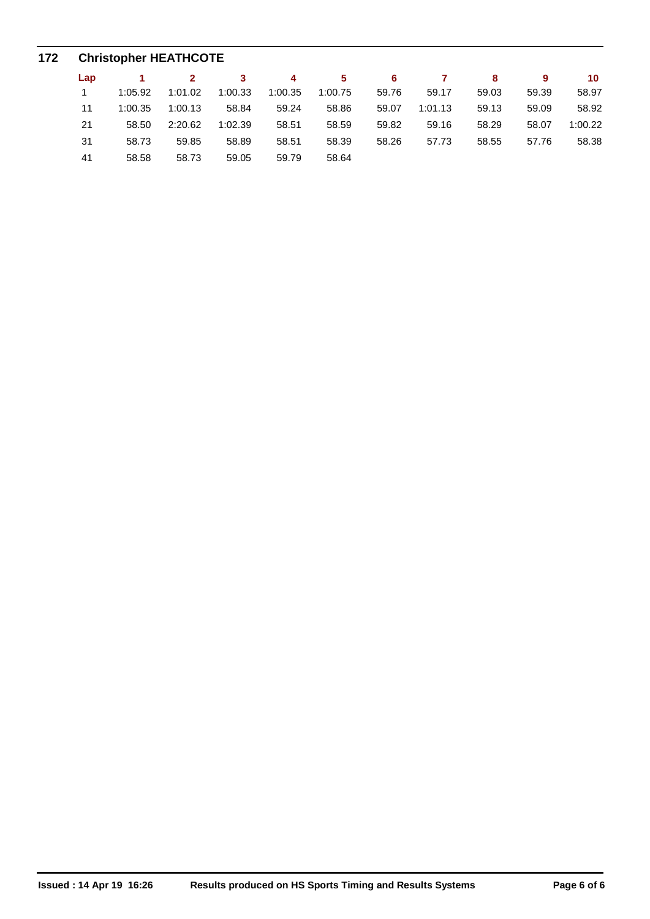## 172 Christopher HEATHCOTE

| Lap | 1 | 2 | 3 | 4 | 5 | 6 | 7 | 8 | 9 | 10 |
|---|---|---|---|---|---|---|---|---|---|---|
| 1 | 1:05.92 | 1:01.02 | 1:00.33 | 1:00.35 | 1:00.75 | 59.76 | 59.17 | 59.03 | 59.39 | 58.97 |
| 11 | 1:00.35 | 1:00.13 | 58.84 | 59.24 | 58.86 | 59.07 | 1:01.13 | 59.13 | 59.09 | 58.92 |
| 21 | 58.50 | 2:20.62 | 1:02.39 | 58.51 | 58.59 | 59.82 | 59.16 | 58.29 | 58.07 | 1:00.22 |
| 31 | 58.73 | 59.85 | 58.89 | 58.51 | 58.39 | 58.26 | 57.73 | 58.55 | 57.76 | 58.38 |
| 41 | 58.58 | 58.73 | 59.05 | 59.79 | 58.64 | | | | | |

**Issued : 14 Apr 19 16:26** **Results produced on HS Sports Timing and Results Systems**